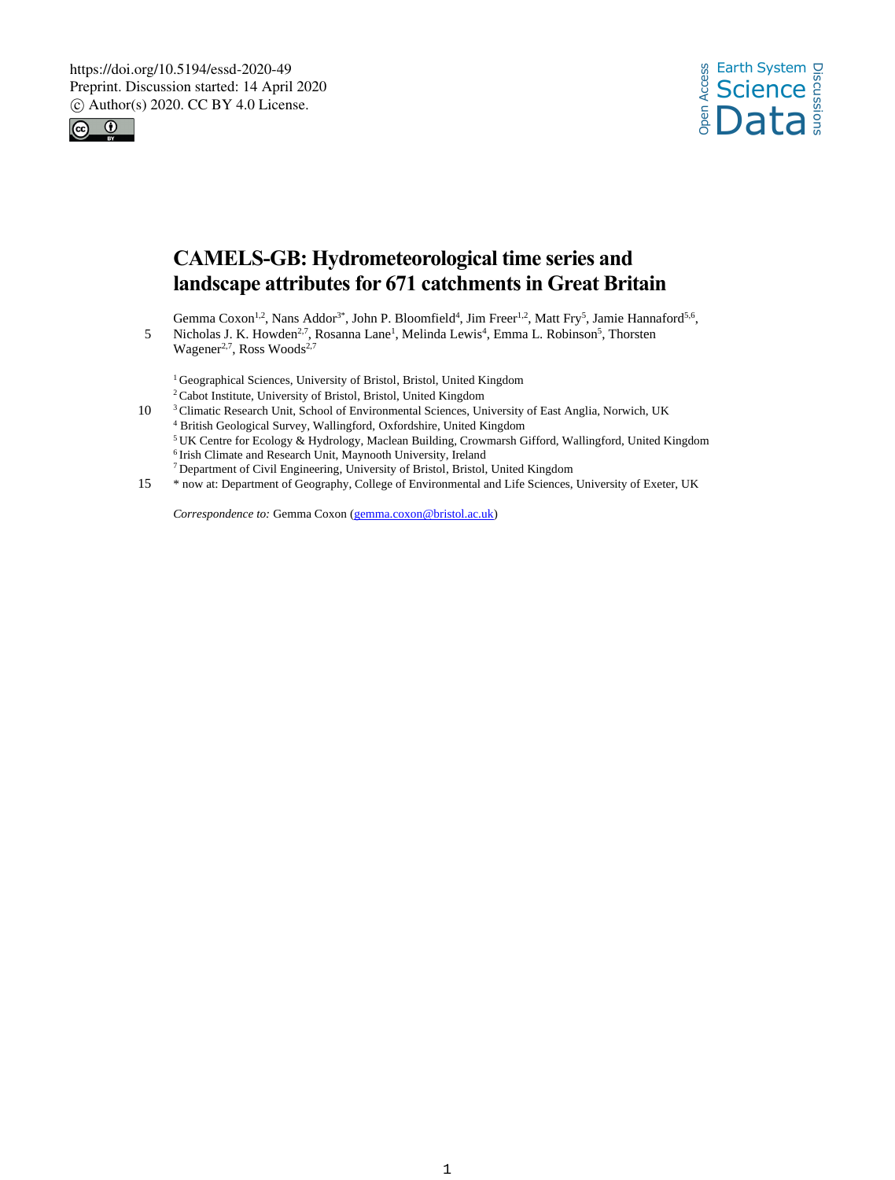# CAMELS-GB: Hydrometeorological time series and landscape attributes for 671 catchments in Great Britain

Gemma Coxon[1,2], Nans Addor[3*], John P. Bloomfield[4], Jim Freer[1,2], Matt Fry[5], Jamie Hannaford[5,6], Nicholas J. K. Howden[2,7], Rosanna Lane[1], Melinda Lewis[4], Emma L. Robinson[5], Thorsten Wagener[2,7], Ross Woods[2,7]

[1] Geographical Sciences, University of Bristol, Bristol, United Kingdom
[2] Cabot Institute, University of Bristol, Bristol, United Kingdom
[3] Climatic Research Unit, School of Environmental Sciences, University of East Anglia, Norwich, UK
[4] British Geological Survey, Wallingford, Oxfordshire, United Kingdom
[5] UK Centre for Ecology & Hydrology, Maclean Building, Crowmarsh Gifford, Wallingford, United Kingdom
[6] Irish Climate and Research Unit, Maynooth University, Ireland
[7] Department of Civil Engineering, University of Bristol, Bristol, United Kingdom
* now at: Department of Geography, College of Environmental and Life Sciences, University of Exeter, UK

*Correspondence to:* Gemma Coxon (gemma.coxon@bristol.ac.uk)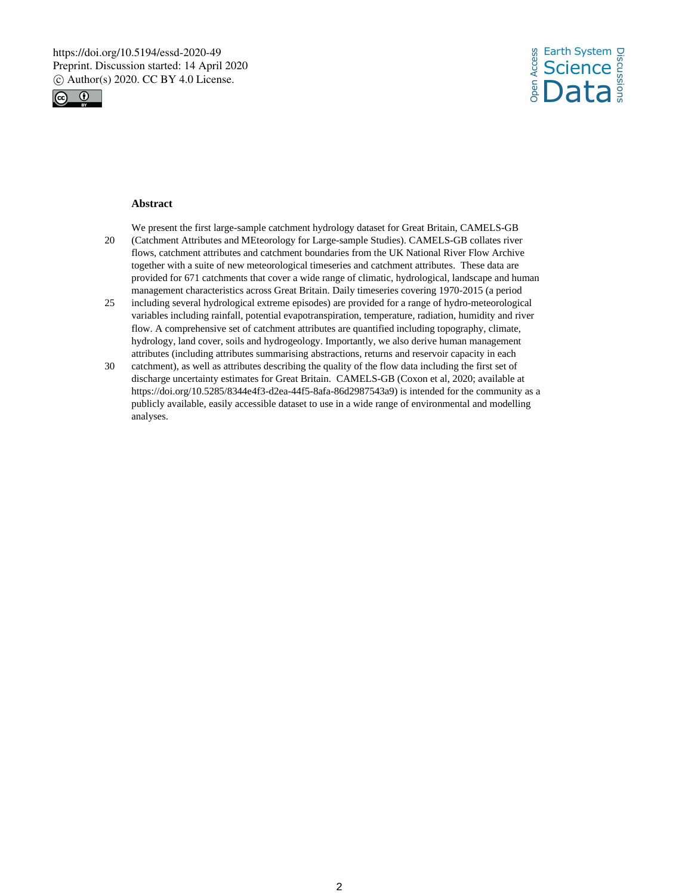**Abstract**

We present the first large-sample catchment hydrology dataset for Great Britain, CAMELS-GB (Catchment Attributes and MEteorology for Large-sample Studies). CAMELS-GB collates river flows, catchment attributes and catchment boundaries from the UK National River Flow Archive together with a suite of new meteorological timeseries and catchment attributes. These data are provided for 671 catchments that cover a wide range of climatic, hydrological, landscape and human management characteristics across Great Britain. Daily timeseries covering 1970-2015 (a period including several hydrological extreme episodes) are provided for a range of hydro-meteorological variables including rainfall, potential evapotranspiration, temperature, radiation, humidity and river flow. A comprehensive set of catchment attributes are quantified including topography, climate, hydrology, land cover, soils and hydrogeology. Importantly, we also derive human management attributes (including attributes summarising abstractions, returns and reservoir capacity in each catchment), as well as attributes describing the quality of the flow data including the first set of discharge uncertainty estimates for Great Britain. CAMELS-GB (Coxon et al, 2020; available at https://doi.org/10.5285/8344e4f3-d2ea-44f5-8afa-86d2987543a9) is intended for the community as a publicly available, easily accessible dataset to use in a wide range of environmental and modelling analyses.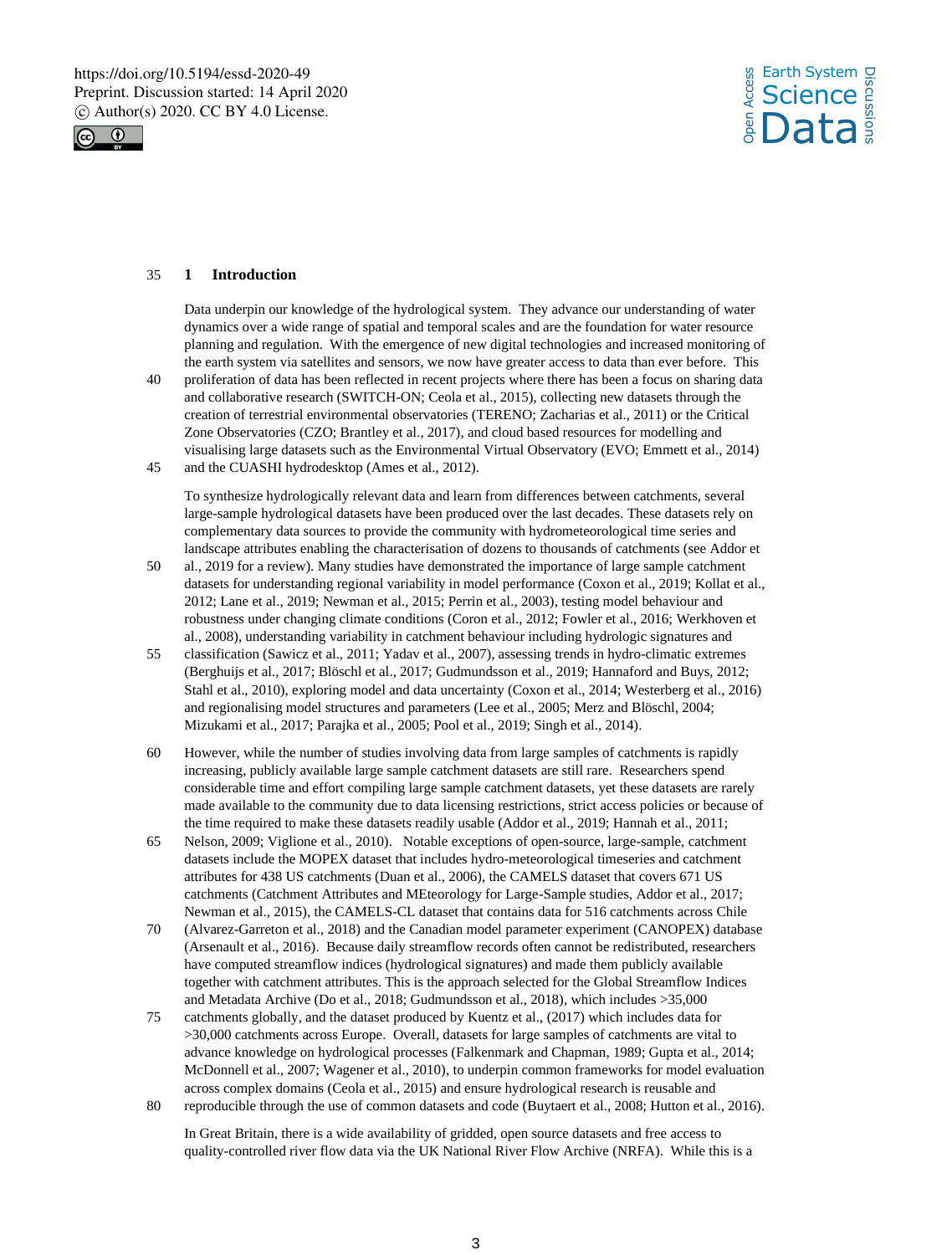## 1 Introduction

Data underpin our knowledge of the hydrological system. They advance our understanding of water dynamics over a wide range of spatial and temporal scales and are the foundation for water resource planning and regulation. With the emergence of new digital technologies and increased monitoring of the earth system via satellites and sensors, we now have greater access to data than ever before. This proliferation of data has been reflected in recent projects where there has been a focus on sharing data and collaborative research (SWITCH-ON; Ceola et al., 2015), collecting new datasets through the creation of terrestrial environmental observatories (TERENO; Zacharias et al., 2011) or the Critical Zone Observatories (CZO; Brantley et al., 2017), and cloud based resources for modelling and visualising large datasets such as the Environmental Virtual Observatory (EVO; Emmett et al., 2014) and the CUASHI hydrodesktop (Ames et al., 2012).

To synthesize hydrologically relevant data and learn from differences between catchments, several large-sample hydrological datasets have been produced over the last decades. These datasets rely on complementary data sources to provide the community with hydrometeorological time series and landscape attributes enabling the characterisation of dozens to thousands of catchments (see Addor et al., 2019 for a review). Many studies have demonstrated the importance of large sample catchment datasets for understanding regional variability in model performance (Coxon et al., 2019; Kollat et al., 2012; Lane et al., 2019; Newman et al., 2015; Perrin et al., 2003), testing model behaviour and robustness under changing climate conditions (Coron et al., 2012; Fowler et al., 2016; Werkhoven et al., 2008), understanding variability in catchment behaviour including hydrologic signatures and classification (Sawicz et al., 2011; Yadav et al., 2007), assessing trends in hydro-climatic extremes (Berghuijs et al., 2017; Blöschl et al., 2017; Gudmundsson et al., 2019; Hannaford and Buys, 2012; Stahl et al., 2010), exploring model and data uncertainty (Coxon et al., 2014; Westerberg et al., 2016) and regionalising model structures and parameters (Lee et al., 2005; Merz and Blöschl, 2004; Mizukami et al., 2017; Parajka et al., 2005; Pool et al., 2019; Singh et al., 2014).

However, while the number of studies involving data from large samples of catchments is rapidly increasing, publicly available large sample catchment datasets are still rare. Researchers spend considerable time and effort compiling large sample catchment datasets, yet these datasets are rarely made available to the community due to data licensing restrictions, strict access policies or because of the time required to make these datasets readily usable (Addor et al., 2019; Hannah et al., 2011; Nelson, 2009; Viglione et al., 2010). Notable exceptions of open-source, large-sample, catchment datasets include the MOPEX dataset that includes hydro-meteorological timeseries and catchment attributes for 438 US catchments (Duan et al., 2006), the CAMELS dataset that covers 671 US catchments (Catchment Attributes and MEteorology for Large-Sample studies, Addor et al., 2017; Newman et al., 2015), the CAMELS-CL dataset that contains data for 516 catchments across Chile (Alvarez-Garreton et al., 2018) and the Canadian model parameter experiment (CANOPEX) database (Arsenault et al., 2016). Because daily streamflow records often cannot be redistributed, researchers have computed streamflow indices (hydrological signatures) and made them publicly available together with catchment attributes. This is the approach selected for the Global Streamflow Indices and Metadata Archive (Do et al., 2018; Gudmundsson et al., 2018), which includes >35,000 catchments globally, and the dataset produced by Kuentz et al., (2017) which includes data for >30,000 catchments across Europe. Overall, datasets for large samples of catchments are vital to advance knowledge on hydrological processes (Falkenmark and Chapman, 1989; Gupta et al., 2014; McDonnell et al., 2007; Wagener et al., 2010), to underpin common frameworks for model evaluation across complex domains (Ceola et al., 2015) and ensure hydrological research is reusable and reproducible through the use of common datasets and code (Buytaert et al., 2008; Hutton et al., 2016).

In Great Britain, there is a wide availability of gridded, open source datasets and free access to quality-controlled river flow data via the UK National River Flow Archive (NRFA). While this is a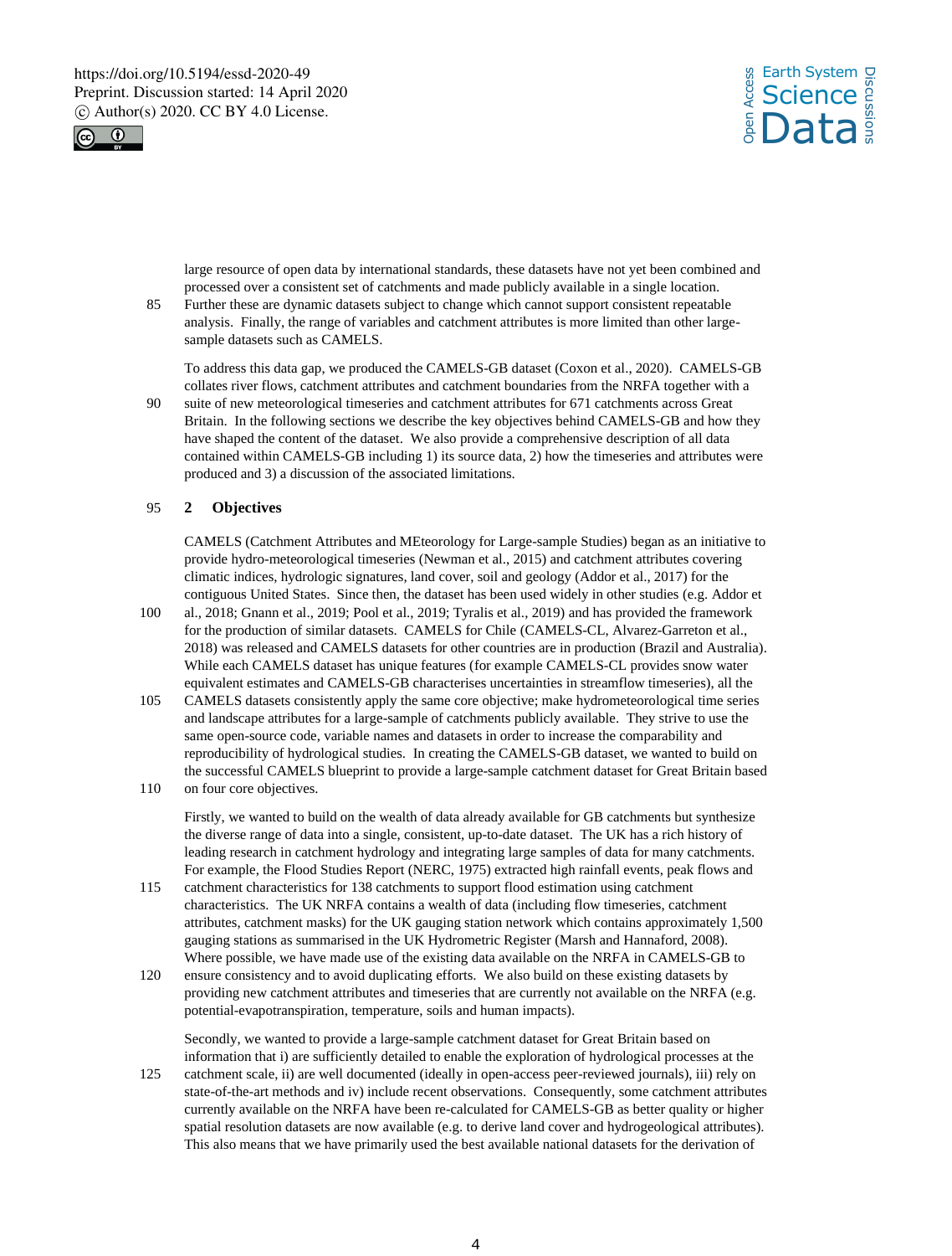large resource of open data by international standards, these datasets have not yet been combined and processed over a consistent set of catchments and made publicly available in a single location. Further these are dynamic datasets subject to change which cannot support consistent repeatable analysis. Finally, the range of variables and catchment attributes is more limited than other large-sample datasets such as CAMELS.

To address this data gap, we produced the CAMELS-GB dataset (Coxon et al., 2020). CAMELS-GB collates river flows, catchment attributes and catchment boundaries from the NRFA together with a suite of new meteorological timeseries and catchment attributes for 671 catchments across Great Britain. In the following sections we describe the key objectives behind CAMELS-GB and how they have shaped the content of the dataset. We also provide a comprehensive description of all data contained within CAMELS-GB including 1) its source data, 2) how the timeseries and attributes were produced and 3) a discussion of the associated limitations.

## 2 Objectives

CAMELS (Catchment Attributes and MEteorology for Large-sample Studies) began as an initiative to provide hydro-meteorological timeseries (Newman et al., 2015) and catchment attributes covering climatic indices, hydrologic signatures, land cover, soil and geology (Addor et al., 2017) for the contiguous United States. Since then, the dataset has been used widely in other studies (e.g. Addor et al., 2018; Gnann et al., 2019; Pool et al., 2019; Tyralis et al., 2019) and has provided the framework for the production of similar datasets. CAMELS for Chile (CAMELS-CL, Alvarez-Garreton et al., 2018) was released and CAMELS datasets for other countries are in production (Brazil and Australia). While each CAMELS dataset has unique features (for example CAMELS-CL provides snow water equivalent estimates and CAMELS-GB characterises uncertainties in streamflow timeseries), all the CAMELS datasets consistently apply the same core objective; make hydrometeorological time series and landscape attributes for a large-sample of catchments publicly available. They strive to use the same open-source code, variable names and datasets in order to increase the comparability and reproducibility of hydrological studies. In creating the CAMELS-GB dataset, we wanted to build on the successful CAMELS blueprint to provide a large-sample catchment dataset for Great Britain based on four core objectives.

Firstly, we wanted to build on the wealth of data already available for GB catchments but synthesize the diverse range of data into a single, consistent, up-to-date dataset. The UK has a rich history of leading research in catchment hydrology and integrating large samples of data for many catchments. For example, the Flood Studies Report (NERC, 1975) extracted high rainfall events, peak flows and catchment characteristics for 138 catchments to support flood estimation using catchment characteristics. The UK NRFA contains a wealth of data (including flow timeseries, catchment attributes, catchment masks) for the UK gauging station network which contains approximately 1,500 gauging stations as summarised in the UK Hydrometric Register (Marsh and Hannaford, 2008). Where possible, we have made use of the existing data available on the NRFA in CAMELS-GB to ensure consistency and to avoid duplicating efforts. We also build on these existing datasets by providing new catchment attributes and timeseries that are currently not available on the NRFA (e.g. potential-evapotranspiration, temperature, soils and human impacts).

Secondly, we wanted to provide a large-sample catchment dataset for Great Britain based on information that i) are sufficiently detailed to enable the exploration of hydrological processes at the catchment scale, ii) are well documented (ideally in open-access peer-reviewed journals), iii) rely on state-of-the-art methods and iv) include recent observations. Consequently, some catchment attributes currently available on the NRFA have been re-calculated for CAMELS-GB as better quality or higher spatial resolution datasets are now available (e.g. to derive land cover and hydrogeological attributes). This also means that we have primarily used the best available national datasets for the derivation of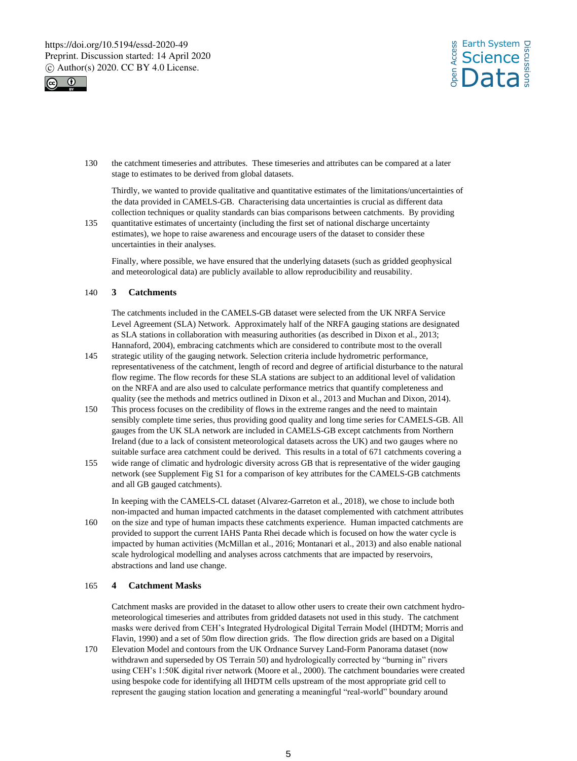the catchment timeseries and attributes. These timeseries and attributes can be compared at a later stage to estimates to be derived from global datasets.

Thirdly, we wanted to provide qualitative and quantitative estimates of the limitations/uncertainties of the data provided in CAMELS-GB. Characterising data uncertainties is crucial as different data collection techniques or quality standards can bias comparisons between catchments. By providing quantitative estimates of uncertainty (including the first set of national discharge uncertainty estimates), we hope to raise awareness and encourage users of the dataset to consider these uncertainties in their analyses.

Finally, where possible, we have ensured that the underlying datasets (such as gridded geophysical and meteorological data) are publicly available to allow reproducibility and reusability.

## 3 Catchments

The catchments included in the CAMELS-GB dataset were selected from the UK NRFA Service Level Agreement (SLA) Network. Approximately half of the NRFA gauging stations are designated as SLA stations in collaboration with measuring authorities (as described in Dixon et al., 2013; Hannaford, 2004), embracing catchments which are considered to contribute most to the overall strategic utility of the gauging network. Selection criteria include hydrometric performance, representativeness of the catchment, length of record and degree of artificial disturbance to the natural flow regime. The flow records for these SLA stations are subject to an additional level of validation on the NRFA and are also used to calculate performance metrics that quantify completeness and quality (see the methods and metrics outlined in Dixon et al., 2013 and Muchan and Dixon, 2014). This process focuses on the credibility of flows in the extreme ranges and the need to maintain sensibly complete time series, thus providing good quality and long time series for CAMELS-GB. All gauges from the UK SLA network are included in CAMELS-GB except catchments from Northern Ireland (due to a lack of consistent meteorological datasets across the UK) and two gauges where no suitable surface area catchment could be derived. This results in a total of 671 catchments covering a wide range of climatic and hydrologic diversity across GB that is representative of the wider gauging network (see Supplement Fig S1 for a comparison of key attributes for the CAMELS-GB catchments and all GB gauged catchments).

In keeping with the CAMELS-CL dataset (Alvarez-Garreton et al., 2018), we chose to include both non-impacted and human impacted catchments in the dataset complemented with catchment attributes on the size and type of human impacts these catchments experience. Human impacted catchments are provided to support the current IAHS Panta Rhei decade which is focused on how the water cycle is impacted by human activities (McMillan et al., 2016; Montanari et al., 2013) and also enable national scale hydrological modelling and analyses across catchments that are impacted by reservoirs, abstractions and land use change.

## 4 Catchment Masks

Catchment masks are provided in the dataset to allow other users to create their own catchment hydro-meteorological timeseries and attributes from gridded datasets not used in this study. The catchment masks were derived from CEH's Integrated Hydrological Digital Terrain Model (IHDTM; Morris and Flavin, 1990) and a set of 50m flow direction grids. The flow direction grids are based on a Digital Elevation Model and contours from the UK Ordnance Survey Land-Form Panorama dataset (now withdrawn and superseded by OS Terrain 50) and hydrologically corrected by "burning in" rivers using CEH's 1:50K digital river network (Moore et al., 2000). The catchment boundaries were created using bespoke code for identifying all IHDTM cells upstream of the most appropriate grid cell to represent the gauging station location and generating a meaningful "real-world" boundary around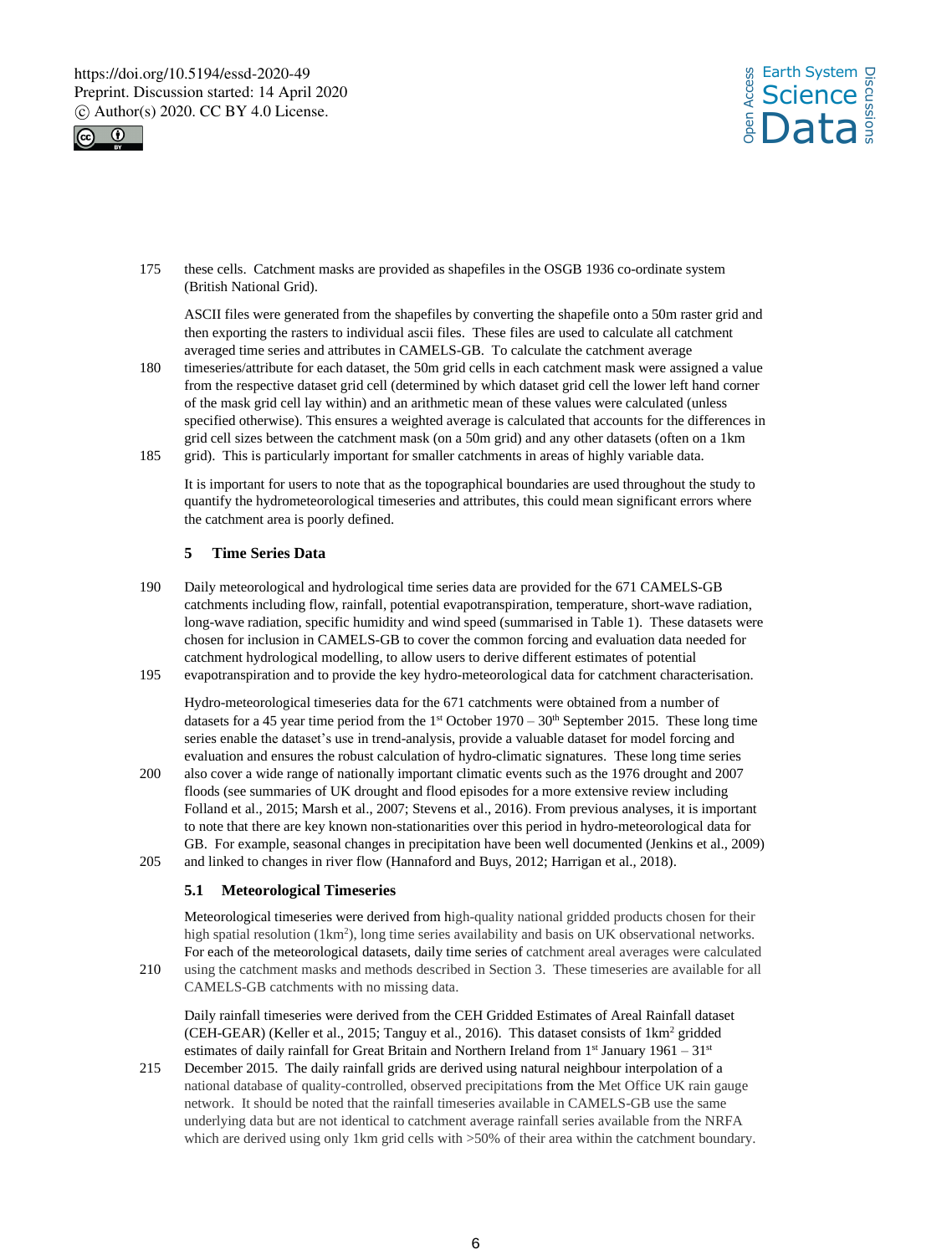these cells. Catchment masks are provided as shapefiles in the OSGB 1936 co-ordinate system (British National Grid).

ASCII files were generated from the shapefiles by converting the shapefile onto a 50m raster grid and then exporting the rasters to individual ascii files. These files are used to calculate all catchment averaged time series and attributes in CAMELS-GB. To calculate the catchment average timeseries/attribute for each dataset, the 50m grid cells in each catchment mask were assigned a value from the respective dataset grid cell (determined by which dataset grid cell the lower left hand corner of the mask grid cell lay within) and an arithmetic mean of these values were calculated (unless specified otherwise). This ensures a weighted average is calculated that accounts for the differences in grid cell sizes between the catchment mask (on a 50m grid) and any other datasets (often on a 1km grid). This is particularly important for smaller catchments in areas of highly variable data.

It is important for users to note that as the topographical boundaries are used throughout the study to quantify the hydrometeorological timeseries and attributes, this could mean significant errors where the catchment area is poorly defined.

## 5 Time Series Data

Daily meteorological and hydrological time series data are provided for the 671 CAMELS-GB catchments including flow, rainfall, potential evapotranspiration, temperature, short-wave radiation, long-wave radiation, specific humidity and wind speed (summarised in Table 1). These datasets were chosen for inclusion in CAMELS-GB to cover the common forcing and evaluation data needed for catchment hydrological modelling, to allow users to derive different estimates of potential evapotranspiration and to provide the key hydro-meteorological data for catchment characterisation.

Hydro-meteorological timeseries data for the 671 catchments were obtained from a number of datasets for a 45 year time period from the 1st October 1970 – 30th September 2015. These long time series enable the dataset's use in trend-analysis, provide a valuable dataset for model forcing and evaluation and ensures the robust calculation of hydro-climatic signatures. These long time series also cover a wide range of nationally important climatic events such as the 1976 drought and 2007 floods (see summaries of UK drought and flood episodes for a more extensive review including Folland et al., 2015; Marsh et al., 2007; Stevens et al., 2016). From previous analyses, it is important to note that there are key known non-stationarities over this period in hydro-meteorological data for GB. For example, seasonal changes in precipitation have been well documented (Jenkins et al., 2009) and linked to changes in river flow (Hannaford and Buys, 2012; Harrigan et al., 2018).

### 5.1 Meteorological Timeseries

Meteorological timeseries were derived from high-quality national gridded products chosen for their high spatial resolution (1km$^2$), long time series availability and basis on UK observational networks. For each of the meteorological datasets, daily time series of catchment areal averages were calculated using the catchment masks and methods described in Section 3. These timeseries are available for all CAMELS-GB catchments with no missing data.

Daily rainfall timeseries were derived from the CEH Gridded Estimates of Areal Rainfall dataset (CEH-GEAR) (Keller et al., 2015; Tanguy et al., 2016). This dataset consists of 1km$^2$ gridded estimates of daily rainfall for Great Britain and Northern Ireland from 1st January 1961 – 31st December 2015. The daily rainfall grids are derived using natural neighbour interpolation of a national database of quality-controlled, observed precipitations from the Met Office UK rain gauge network. It should be noted that the rainfall timeseries available in CAMELS-GB use the same underlying data but are not identical to catchment average rainfall series available from the NRFA which are derived using only 1km grid cells with >50% of their area within the catchment boundary.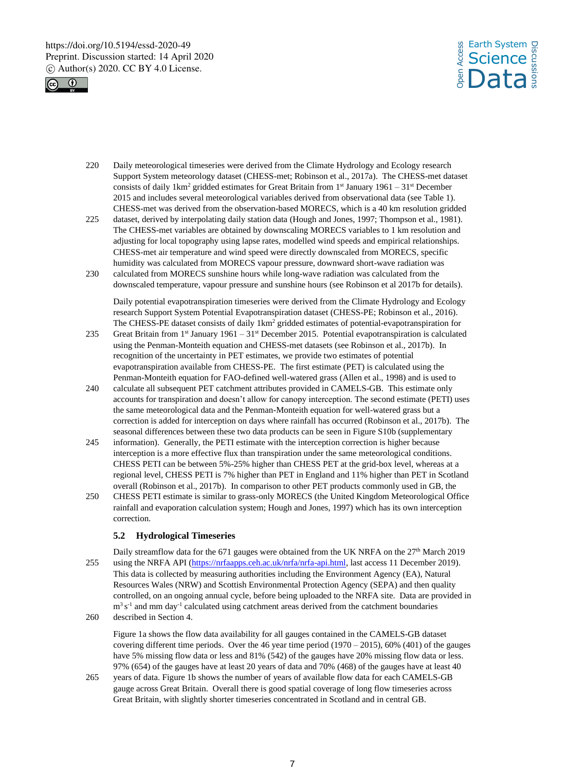Daily meteorological timeseries were derived from the Climate Hydrology and Ecology research Support System meteorology dataset (CHESS-met; Robinson et al., 2017a). The CHESS-met dataset consists of daily 1km$^2$ gridded estimates for Great Britain from 1$^{st}$ January 1961 – 31$^{st}$ December 2015 and includes several meteorological variables derived from observational data (see Table 1). CHESS-met was derived from the observation-based MORECS, which is a 40 km resolution gridded dataset, derived by interpolating daily station data (Hough and Jones, 1997; Thompson et al., 1981). The CHESS-met variables are obtained by downscaling MORECS variables to 1 km resolution and adjusting for local topography using lapse rates, modelled wind speeds and empirical relationships. CHESS-met air temperature and wind speed were directly downscaled from MORECS, specific humidity was calculated from MORECS vapour pressure, downward short-wave radiation was calculated from MORECS sunshine hours while long-wave radiation was calculated from the downscaled temperature, vapour pressure and sunshine hours (see Robinson et al 2017b for details).

Daily potential evapotranspiration timeseries were derived from the Climate Hydrology and Ecology research Support System Potential Evapotranspiration dataset (CHESS-PE; Robinson et al., 2016). The CHESS-PE dataset consists of daily 1km$^2$ gridded estimates of potential-evapotranspiration for Great Britain from 1$^{st}$ January 1961 – 31$^{st}$ December 2015. Potential evapotranspiration is calculated using the Penman-Monteith equation and CHESS-met datasets (see Robinson et al., 2017b). In recognition of the uncertainty in PET estimates, we provide two estimates of potential evapotranspiration available from CHESS-PE. The first estimate (PET) is calculated using the Penman-Monteith equation for FAO-defined well-watered grass (Allen et al., 1998) and is used to calculate all subsequent PET catchment attributes provided in CAMELS-GB. This estimate only accounts for transpiration and doesn't allow for canopy interception. The second estimate (PETI) uses the same meteorological data and the Penman-Monteith equation for well-watered grass but a correction is added for interception on days where rainfall has occurred (Robinson et al., 2017b). The seasonal differences between these two data products can be seen in Figure S10b (supplementary information). Generally, the PETI estimate with the interception correction is higher because interception is a more effective flux than transpiration under the same meteorological conditions. CHESS PETI can be between 5%-25% higher than CHESS PET at the grid-box level, whereas at a regional level, CHESS PETI is 7% higher than PET in England and 11% higher than PET in Scotland overall (Robinson et al., 2017b). In comparison to other PET products commonly used in GB, the CHESS PETI estimate is similar to grass-only MORECS (the United Kingdom Meteorological Office rainfall and evaporation calculation system; Hough and Jones, 1997) which has its own interception correction.

### 5.2 Hydrological Timeseries

Daily streamflow data for the 671 gauges were obtained from the UK NRFA on the 27$^{th}$ March 2019 using the NRFA API (https://nrfaapps.ceh.ac.uk/nrfa/nrfa-api.html, last access 11 December 2019). This data is collected by measuring authorities including the Environment Agency (EA), Natural Resources Wales (NRW) and Scottish Environmental Protection Agency (SEPA) and then quality controlled, on an ongoing annual cycle, before being uploaded to the NRFA site. Data are provided in $m^3 s^{-1}$ and mm day$^{-1}$ calculated using catchment areas derived from the catchment boundaries described in Section 4.

Figure 1a shows the flow data availability for all gauges contained in the CAMELS-GB dataset covering different time periods. Over the 46 year time period (1970 – 2015), 60% (401) of the gauges have 5% missing flow data or less and 81% (542) of the gauges have 20% missing flow data or less. 97% (654) of the gauges have at least 20 years of data and 70% (468) of the gauges have at least 40 years of data. Figure 1b shows the number of years of available flow data for each CAMELS-GB gauge across Great Britain. Overall there is good spatial coverage of long flow timeseries across Great Britain, with slightly shorter timeseries concentrated in Scotland and in central GB.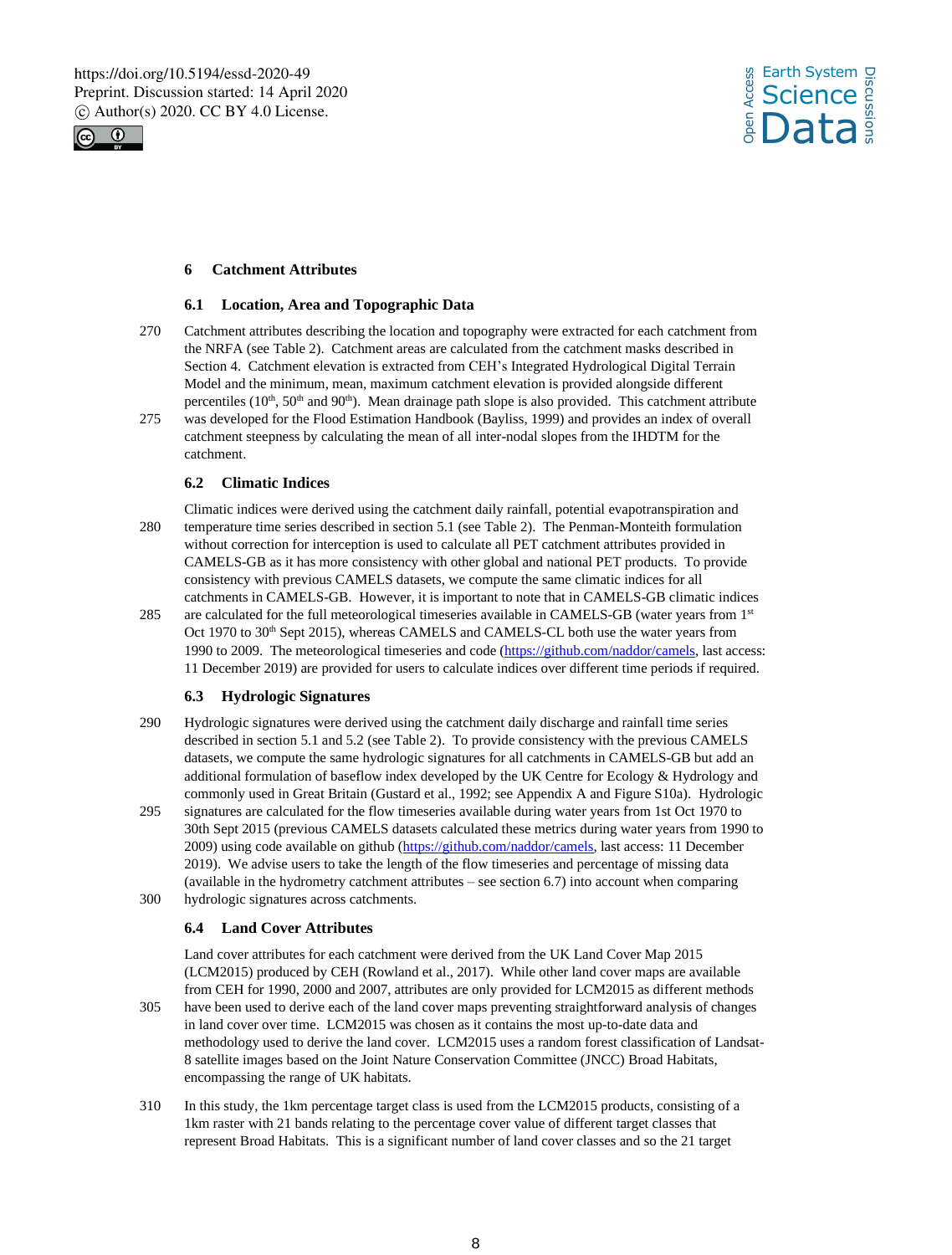# 6 Catchment Attributes

## 6.1 Location, Area and Topographic Data

Catchment attributes describing the location and topography were extracted for each catchment from the NRFA (see Table 2). Catchment areas are calculated from the catchment masks described in Section 4. Catchment elevation is extracted from CEH's Integrated Hydrological Digital Terrain Model and the minimum, mean, maximum catchment elevation is provided alongside different percentiles (10th, 50th and 90th). Mean drainage path slope is also provided. This catchment attribute was developed for the Flood Estimation Handbook (Bayliss, 1999) and provides an index of overall catchment steepness by calculating the mean of all inter-nodal slopes from the IHDTM for the catchment.

## 6.2 Climatic Indices

Climatic indices were derived using the catchment daily rainfall, potential evapotranspiration and temperature time series described in section 5.1 (see Table 2). The Penman-Monteith formulation without correction for interception is used to calculate all PET catchment attributes provided in CAMELS-GB as it has more consistency with other global and national PET products. To provide consistency with previous CAMELS datasets, we compute the same climatic indices for all catchments in CAMELS-GB. However, it is important to note that in CAMELS-GB climatic indices are calculated for the full meteorological timeseries available in CAMELS-GB (water years from 1st Oct 1970 to 30th Sept 2015), whereas CAMELS and CAMELS-CL both use the water years from 1990 to 2009. The meteorological timeseries and code (https://github.com/naddor/camels, last access: 11 December 2019) are provided for users to calculate indices over different time periods if required.

## 6.3 Hydrologic Signatures

Hydrologic signatures were derived using the catchment daily discharge and rainfall time series described in section 5.1 and 5.2 (see Table 2). To provide consistency with the previous CAMELS datasets, we compute the same hydrologic signatures for all catchments in CAMELS-GB but add an additional formulation of baseflow index developed by the UK Centre for Ecology & Hydrology and commonly used in Great Britain (Gustard et al., 1992; see Appendix A and Figure S10a). Hydrologic signatures are calculated for the flow timeseries available during water years from 1st Oct 1970 to 30th Sept 2015 (previous CAMELS datasets calculated these metrics during water years from 1990 to 2009) using code available on github (https://github.com/naddor/camels, last access: 11 December 2019). We advise users to take the length of the flow timeseries and percentage of missing data (available in the hydrometry catchment attributes – see section 6.7) into account when comparing hydrologic signatures across catchments.

## 6.4 Land Cover Attributes

Land cover attributes for each catchment were derived from the UK Land Cover Map 2015 (LCM2015) produced by CEH (Rowland et al., 2017). While other land cover maps are available from CEH for 1990, 2000 and 2007, attributes are only provided for LCM2015 as different methods have been used to derive each of the land cover maps preventing straightforward analysis of changes in land cover over time. LCM2015 was chosen as it contains the most up-to-date data and methodology used to derive the land cover. LCM2015 uses a random forest classification of Landsat-8 satellite images based on the Joint Nature Conservation Committee (JNCC) Broad Habitats, encompassing the range of UK habitats.

In this study, the 1km percentage target class is used from the LCM2015 products, consisting of a 1km raster with 21 bands relating to the percentage cover value of different target classes that represent Broad Habitats. This is a significant number of land cover classes and so the 21 target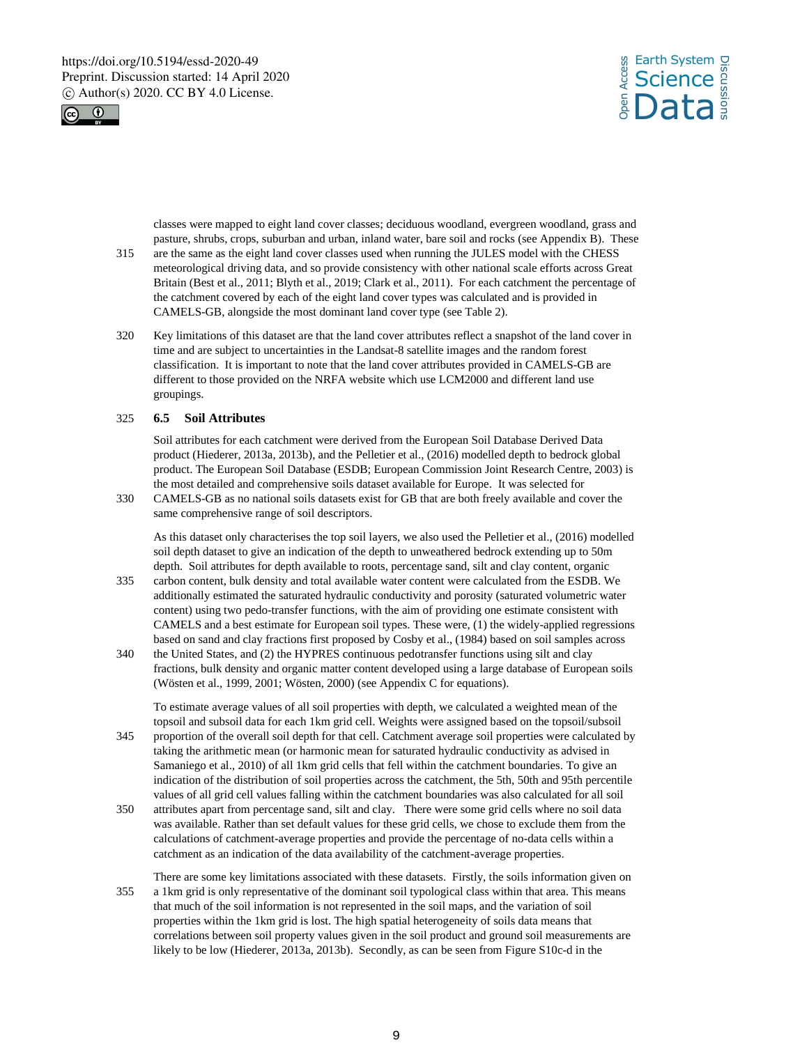classes were mapped to eight land cover classes; deciduous woodland, evergreen woodland, grass and pasture, shrubs, crops, suburban and urban, inland water, bare soil and rocks (see Appendix B). These are the same as the eight land cover classes used when running the JULES model with the CHESS meteorological driving data, and so provide consistency with other national scale efforts across Great Britain (Best et al., 2011; Blyth et al., 2019; Clark et al., 2011). For each catchment the percentage of the catchment covered by each of the eight land cover types was calculated and is provided in CAMELS-GB, alongside the most dominant land cover type (see Table 2).

Key limitations of this dataset are that the land cover attributes reflect a snapshot of the land cover in time and are subject to uncertainties in the Landsat-8 satellite images and the random forest classification. It is important to note that the land cover attributes provided in CAMELS-GB are different to those provided on the NRFA website which use LCM2000 and different land use groupings.

### 6.5 Soil Attributes

Soil attributes for each catchment were derived from the European Soil Database Derived Data product (Hiederer, 2013a, 2013b), and the Pelletier et al., (2016) modelled depth to bedrock global product. The European Soil Database (ESDB; European Commission Joint Research Centre, 2003) is the most detailed and comprehensive soils dataset available for Europe. It was selected for CAMELS-GB as no national soils datasets exist for GB that are both freely available and cover the same comprehensive range of soil descriptors.

As this dataset only characterises the top soil layers, we also used the Pelletier et al., (2016) modelled soil depth dataset to give an indication of the depth to unweathered bedrock extending up to 50m depth. Soil attributes for depth available to roots, percentage sand, silt and clay content, organic carbon content, bulk density and total available water content were calculated from the ESDB. We additionally estimated the saturated hydraulic conductivity and porosity (saturated volumetric water content) using two pedo-transfer functions, with the aim of providing one estimate consistent with CAMELS and a best estimate for European soil types. These were, (1) the widely-applied regressions based on sand and clay fractions first proposed by Cosby et al., (1984) based on soil samples across the United States, and (2) the HYPRES continuous pedotransfer functions using silt and clay fractions, bulk density and organic matter content developed using a large database of European soils (Wösten et al., 1999, 2001; Wösten, 2000) (see Appendix C for equations).

To estimate average values of all soil properties with depth, we calculated a weighted mean of the topsoil and subsoil data for each 1km grid cell. Weights were assigned based on the topsoil/subsoil proportion of the overall soil depth for that cell. Catchment average soil properties were calculated by taking the arithmetic mean (or harmonic mean for saturated hydraulic conductivity as advised in Samaniego et al., 2010) of all 1km grid cells that fell within the catchment boundaries. To give an indication of the distribution of soil properties across the catchment, the 5th, 50th and 95th percentile values of all grid cell values falling within the catchment boundaries was also calculated for all soil attributes apart from percentage sand, silt and clay. There were some grid cells where no soil data was available. Rather than set default values for these grid cells, we chose to exclude them from the calculations of catchment-average properties and provide the percentage of no-data cells within a catchment as an indication of the data availability of the catchment-average properties.

There are some key limitations associated with these datasets. Firstly, the soils information given on a 1km grid is only representative of the dominant soil typological class within that area. This means that much of the soil information is not represented in the soil maps, and the variation of soil properties within the 1km grid is lost. The high spatial heterogeneity of soils data means that correlations between soil property values given in the soil product and ground soil measurements are likely to be low (Hiederer, 2013a, 2013b). Secondly, as can be seen from Figure S10c-d in the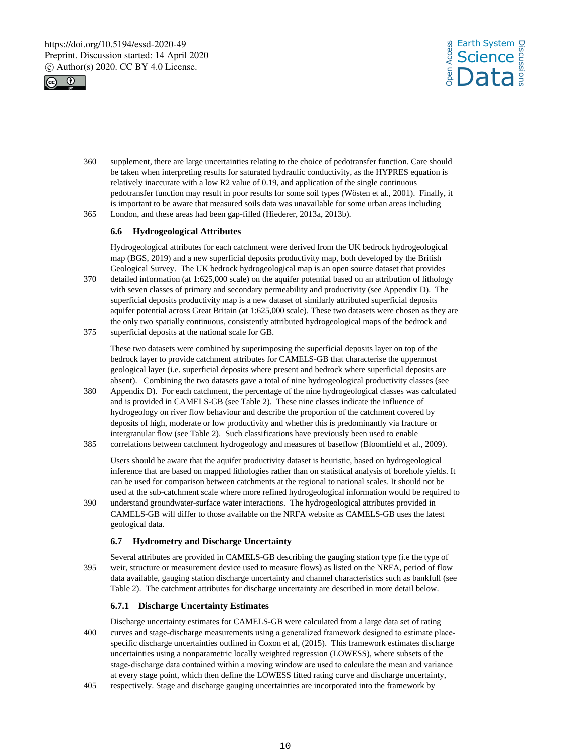supplement, there are large uncertainties relating to the choice of pedotransfer function. Care should be taken when interpreting results for saturated hydraulic conductivity, as the HYPRES equation is relatively inaccurate with a low R2 value of 0.19, and application of the single continuous pedotransfer function may result in poor results for some soil types (Wösten et al., 2001). Finally, it is important to be aware that measured soils data was unavailable for some urban areas including London, and these areas had been gap-filled (Hiederer, 2013a, 2013b).

### 6.6 Hydrogeological Attributes

Hydrogeological attributes for each catchment were derived from the UK bedrock hydrogeological map (BGS, 2019) and a new superficial deposits productivity map, both developed by the British Geological Survey. The UK bedrock hydrogeological map is an open source dataset that provides detailed information (at 1:625,000 scale) on the aquifer potential based on an attribution of lithology with seven classes of primary and secondary permeability and productivity (see Appendix D). The superficial deposits productivity map is a new dataset of similarly attributed superficial deposits aquifer potential across Great Britain (at 1:625,000 scale). These two datasets were chosen as they are the only two spatially continuous, consistently attributed hydrogeological maps of the bedrock and superficial deposits at the national scale for GB.

These two datasets were combined by superimposing the superficial deposits layer on top of the bedrock layer to provide catchment attributes for CAMELS-GB that characterise the uppermost geological layer (i.e. superficial deposits where present and bedrock where superficial deposits are absent). Combining the two datasets gave a total of nine hydrogeological productivity classes (see Appendix D). For each catchment, the percentage of the nine hydrogeological classes was calculated and is provided in CAMELS-GB (see Table 2). These nine classes indicate the influence of hydrogeology on river flow behaviour and describe the proportion of the catchment covered by deposits of high, moderate or low productivity and whether this is predominantly via fracture or intergranular flow (see Table 2). Such classifications have previously been used to enable correlations between catchment hydrogeology and measures of baseflow (Bloomfield et al., 2009).

Users should be aware that the aquifer productivity dataset is heuristic, based on hydrogeological inference that are based on mapped lithologies rather than on statistical analysis of borehole yields. It can be used for comparison between catchments at the regional to national scales. It should not be used at the sub-catchment scale where more refined hydrogeological information would be required to understand groundwater-surface water interactions. The hydrogeological attributes provided in CAMELS-GB will differ to those available on the NRFA website as CAMELS-GB uses the latest geological data.

### 6.7 Hydrometry and Discharge Uncertainty

Several attributes are provided in CAMELS-GB describing the gauging station type (i.e the type of weir, structure or measurement device used to measure flows) as listed on the NRFA, period of flow data available, gauging station discharge uncertainty and channel characteristics such as bankfull (see Table 2). The catchment attributes for discharge uncertainty are described in more detail below.

#### 6.7.1 Discharge Uncertainty Estimates

Discharge uncertainty estimates for CAMELS-GB were calculated from a large data set of rating curves and stage-discharge measurements using a generalized framework designed to estimate place-specific discharge uncertainties outlined in Coxon et al, (2015). This framework estimates discharge uncertainties using a nonparametric locally weighted regression (LOWESS), where subsets of the stage-discharge data contained within a moving window are used to calculate the mean and variance at every stage point, which then define the LOWESS fitted rating curve and discharge uncertainty, respectively. Stage and discharge gauging uncertainties are incorporated into the framework by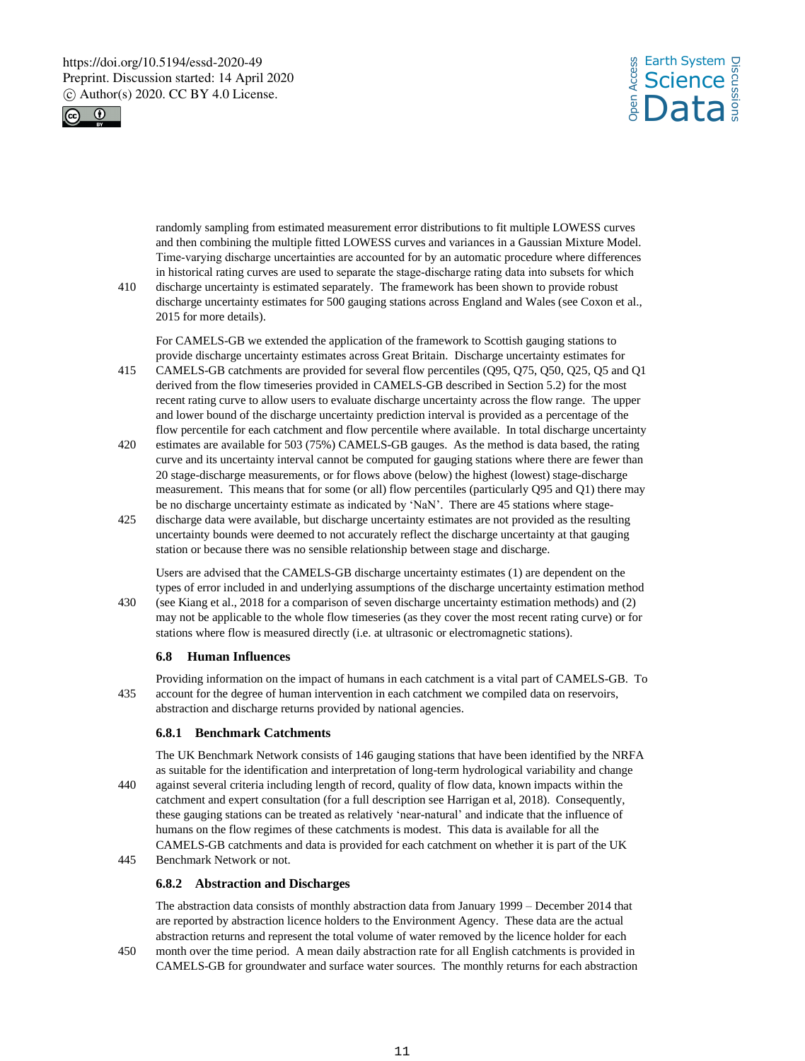randomly sampling from estimated measurement error distributions to fit multiple LOWESS curves and then combining the multiple fitted LOWESS curves and variances in a Gaussian Mixture Model. Time-varying discharge uncertainties are accounted for by an automatic procedure where differences in historical rating curves are used to separate the stage-discharge rating data into subsets for which discharge uncertainty is estimated separately. The framework has been shown to provide robust discharge uncertainty estimates for 500 gauging stations across England and Wales (see Coxon et al., 2015 for more details).

For CAMELS-GB we extended the application of the framework to Scottish gauging stations to provide discharge uncertainty estimates across Great Britain. Discharge uncertainty estimates for CAMELS-GB catchments are provided for several flow percentiles (Q95, Q75, Q50, Q25, Q5 and Q1 derived from the flow timeseries provided in CAMELS-GB described in Section 5.2) for the most recent rating curve to allow users to evaluate discharge uncertainty across the flow range. The upper and lower bound of the discharge uncertainty prediction interval is provided as a percentage of the flow percentile for each catchment and flow percentile where available. In total discharge uncertainty estimates are available for 503 (75%) CAMELS-GB gauges. As the method is data based, the rating curve and its uncertainty interval cannot be computed for gauging stations where there are fewer than 20 stage-discharge measurements, or for flows above (below) the highest (lowest) stage-discharge measurement. This means that for some (or all) flow percentiles (particularly Q95 and Q1) there may be no discharge uncertainty estimate as indicated by 'NaN'. There are 45 stations where stage-discharge data were available, but discharge uncertainty estimates are not provided as the resulting uncertainty bounds were deemed to not accurately reflect the discharge uncertainty at that gauging station or because there was no sensible relationship between stage and discharge.

Users are advised that the CAMELS-GB discharge uncertainty estimates (1) are dependent on the types of error included in and underlying assumptions of the discharge uncertainty estimation method (see Kiang et al., 2018 for a comparison of seven discharge uncertainty estimation methods) and (2) may not be applicable to the whole flow timeseries (as they cover the most recent rating curve) or for stations where flow is measured directly (i.e. at ultrasonic or electromagnetic stations).

### 6.8 Human Influences

Providing information on the impact of humans in each catchment is a vital part of CAMELS-GB. To account for the degree of human intervention in each catchment we compiled data on reservoirs, abstraction and discharge returns provided by national agencies.

#### 6.8.1 Benchmark Catchments

The UK Benchmark Network consists of 146 gauging stations that have been identified by the NRFA as suitable for the identification and interpretation of long-term hydrological variability and change against several criteria including length of record, quality of flow data, known impacts within the catchment and expert consultation (for a full description see Harrigan et al, 2018). Consequently, these gauging stations can be treated as relatively 'near-natural' and indicate that the influence of humans on the flow regimes of these catchments is modest. This data is available for all the CAMELS-GB catchments and data is provided for each catchment on whether it is part of the UK Benchmark Network or not.

#### 6.8.2 Abstraction and Discharges

The abstraction data consists of monthly abstraction data from January 1999 – December 2014 that are reported by abstraction licence holders to the Environment Agency. These data are the actual abstraction returns and represent the total volume of water removed by the licence holder for each month over the time period. A mean daily abstraction rate for all English catchments is provided in CAMELS-GB for groundwater and surface water sources. The monthly returns for each abstraction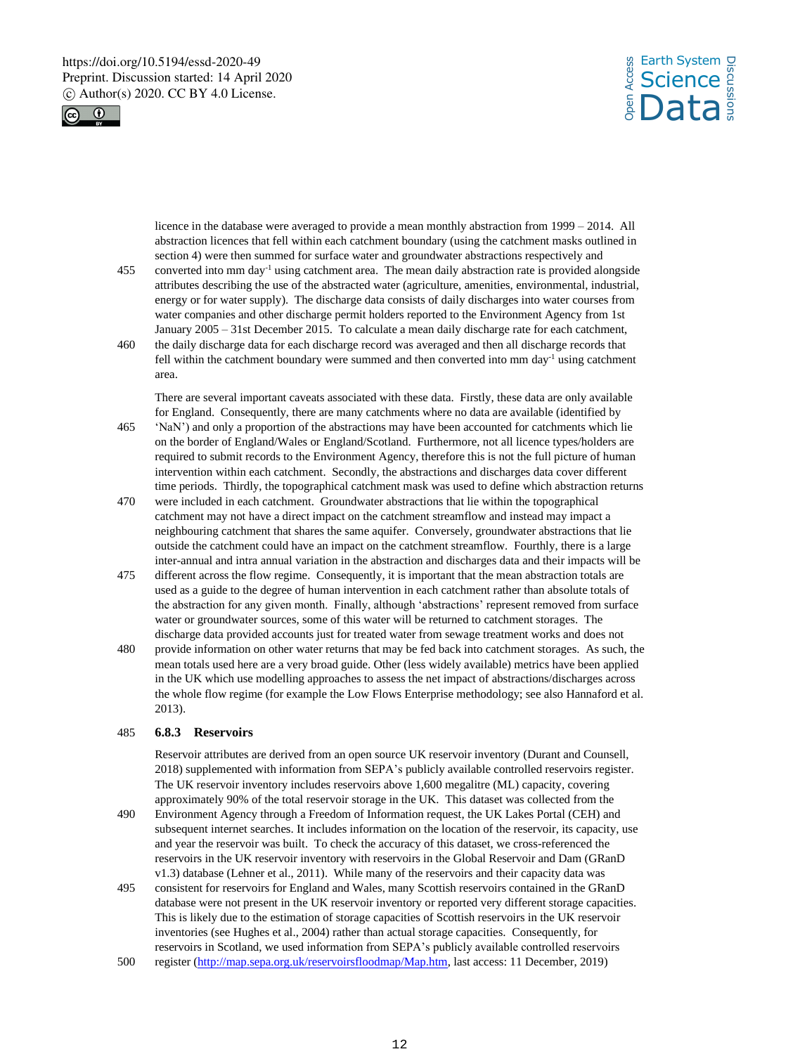licence in the database were averaged to provide a mean monthly abstraction from 1999 – 2014. All abstraction licences that fell within each catchment boundary (using the catchment masks outlined in section 4) were then summed for surface water and groundwater abstractions respectively and converted into mm day$^{-1}$ using catchment area. The mean daily abstraction rate is provided alongside attributes describing the use of the abstracted water (agriculture, amenities, environmental, industrial, energy or for water supply). The discharge data consists of daily discharges into water courses from water companies and other discharge permit holders reported to the Environment Agency from 1st January 2005 – 31st December 2015. To calculate a mean daily discharge rate for each catchment, the daily discharge data for each discharge record was averaged and then all discharge records that fell within the catchment boundary were summed and then converted into mm day$^{-1}$ using catchment area.

There are several important caveats associated with these data. Firstly, these data are only available for England. Consequently, there are many catchments where no data are available (identified by 'NaN') and only a proportion of the abstractions may have been accounted for catchments which lie on the border of England/Wales or England/Scotland. Furthermore, not all licence types/holders are required to submit records to the Environment Agency, therefore this is not the full picture of human intervention within each catchment. Secondly, the abstractions and discharges data cover different time periods. Thirdly, the topographical catchment mask was used to define which abstraction returns were included in each catchment. Groundwater abstractions that lie within the topographical catchment may not have a direct impact on the catchment streamflow and instead may impact a neighbouring catchment that shares the same aquifer. Conversely, groundwater abstractions that lie outside the catchment could have an impact on the catchment streamflow. Fourthly, there is a large inter-annual and intra annual variation in the abstraction and discharges data and their impacts will be different across the flow regime. Consequently, it is important that the mean abstraction totals are used as a guide to the degree of human intervention in each catchment rather than absolute totals of the abstraction for any given month. Finally, although 'abstractions' represent removed from surface water or groundwater sources, some of this water will be returned to catchment storages. The discharge data provided accounts just for treated water from sewage treatment works and does not provide information on other water returns that may be fed back into catchment storages. As such, the mean totals used here are a very broad guide. Other (less widely available) metrics have been applied in the UK which use modelling approaches to assess the net impact of abstractions/discharges across the whole flow regime (for example the Low Flows Enterprise methodology; see also Hannaford et al. 2013).

### 6.8.3 Reservoirs

Reservoir attributes are derived from an open source UK reservoir inventory (Durant and Counsell, 2018) supplemented with information from SEPA's publicly available controlled reservoirs register. The UK reservoir inventory includes reservoirs above 1,600 megalitre (ML) capacity, covering approximately 90% of the total reservoir storage in the UK. This dataset was collected from the Environment Agency through a Freedom of Information request, the UK Lakes Portal (CEH) and subsequent internet searches. It includes information on the location of the reservoir, its capacity, use and year the reservoir was built. To check the accuracy of this dataset, we cross-referenced the reservoirs in the UK reservoir inventory with reservoirs in the Global Reservoir and Dam (GRanD v1.3) database (Lehner et al., 2011). While many of the reservoirs and their capacity data was consistent for reservoirs for England and Wales, many Scottish reservoirs contained in the GRanD database were not present in the UK reservoir inventory or reported very different storage capacities. This is likely due to the estimation of storage capacities of Scottish reservoirs in the UK reservoir inventories (see Hughes et al., 2004) rather than actual storage capacities. Consequently, for reservoirs in Scotland, we used information from SEPA's publicly available controlled reservoirs register (http://map.sepa.org.uk/reservoirsfloodmap/Map.htm, last access: 11 December, 2019)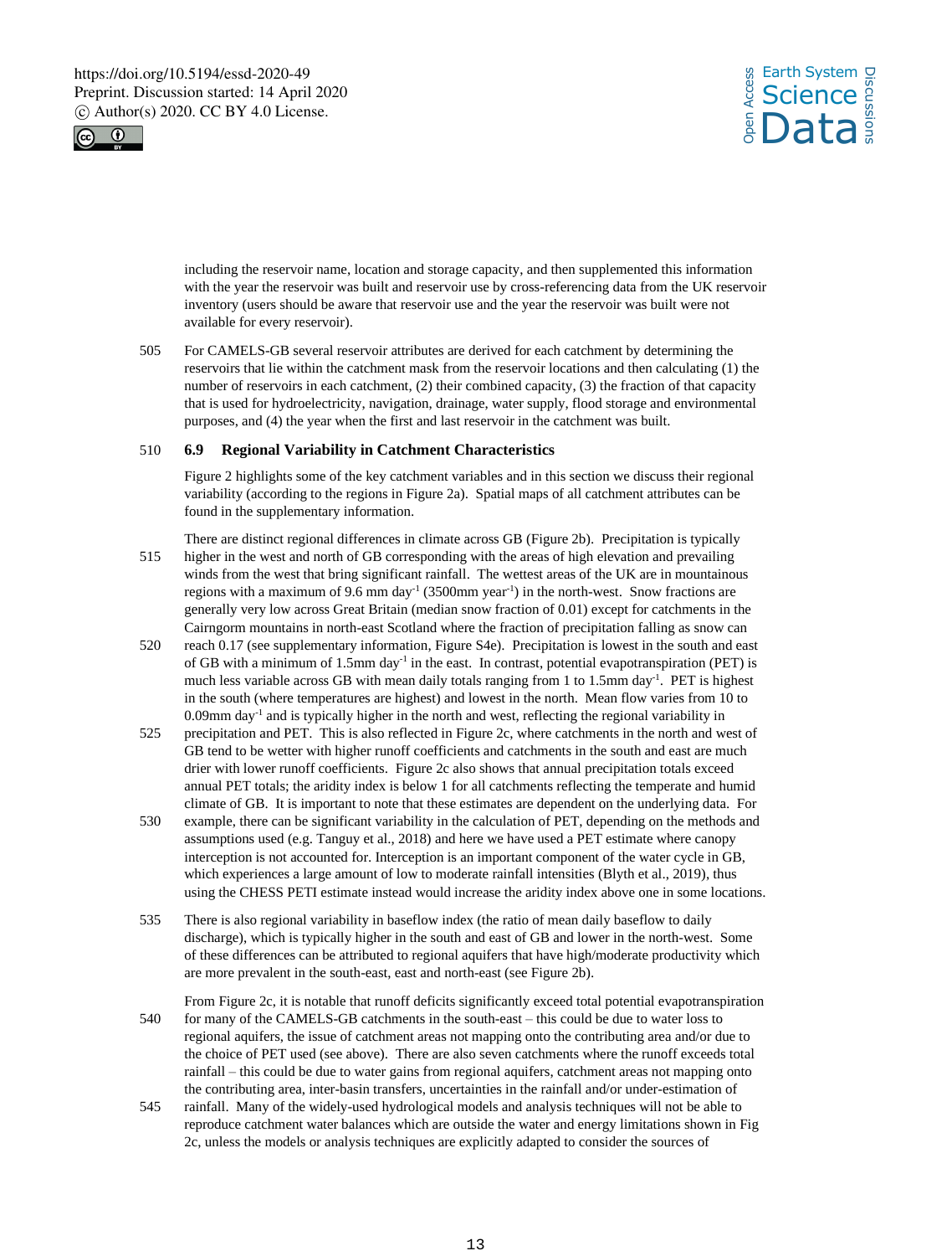including the reservoir name, location and storage capacity, and then supplemented this information with the year the reservoir was built and reservoir use by cross-referencing data from the UK reservoir inventory (users should be aware that reservoir use and the year the reservoir was built were not available for every reservoir).

For CAMELS-GB several reservoir attributes are derived for each catchment by determining the reservoirs that lie within the catchment mask from the reservoir locations and then calculating (1) the number of reservoirs in each catchment, (2) their combined capacity, (3) the fraction of that capacity that is used for hydroelectricity, navigation, drainage, water supply, flood storage and environmental purposes, and (4) the year when the first and last reservoir in the catchment was built.

### 6.9 Regional Variability in Catchment Characteristics

Figure 2 highlights some of the key catchment variables and in this section we discuss their regional variability (according to the regions in Figure 2a). Spatial maps of all catchment attributes can be found in the supplementary information.

There are distinct regional differences in climate across GB (Figure 2b). Precipitation is typically higher in the west and north of GB corresponding with the areas of high elevation and prevailing winds from the west that bring significant rainfall. The wettest areas of the UK are in mountainous regions with a maximum of 9.6 mm day$^{-1}$ (3500mm year$^{-1}$) in the north-west. Snow fractions are generally very low across Great Britain (median snow fraction of 0.01) except for catchments in the Cairngorm mountains in north-east Scotland where the fraction of precipitation falling as snow can reach 0.17 (see supplementary information, Figure S4e). Precipitation is lowest in the south and east of GB with a minimum of 1.5mm day$^{-1}$ in the east. In contrast, potential evapotranspiration (PET) is much less variable across GB with mean daily totals ranging from 1 to 1.5mm day$^{-1}$. PET is highest in the south (where temperatures are highest) and lowest in the north. Mean flow varies from 10 to 0.09mm day$^{-1}$ and is typically higher in the north and west, reflecting the regional variability in precipitation and PET. This is also reflected in Figure 2c, where catchments in the north and west of GB tend to be wetter with higher runoff coefficients and catchments in the south and east are much drier with lower runoff coefficients. Figure 2c also shows that annual precipitation totals exceed annual PET totals; the aridity index is below 1 for all catchments reflecting the temperate and humid climate of GB. It is important to note that these estimates are dependent on the underlying data. For example, there can be significant variability in the calculation of PET, depending on the methods and assumptions used (e.g. Tanguy et al., 2018) and here we have used a PET estimate where canopy interception is not accounted for. Interception is an important component of the water cycle in GB, which experiences a large amount of low to moderate rainfall intensities (Blyth et al., 2019), thus using the CHESS PETI estimate instead would increase the aridity index above one in some locations.

There is also regional variability in baseflow index (the ratio of mean daily baseflow to daily discharge), which is typically higher in the south and east of GB and lower in the north-west. Some of these differences can be attributed to regional aquifers that have high/moderate productivity which are more prevalent in the south-east, east and north-east (see Figure 2b).

From Figure 2c, it is notable that runoff deficits significantly exceed total potential evapotranspiration for many of the CAMELS-GB catchments in the south-east – this could be due to water loss to regional aquifers, the issue of catchment areas not mapping onto the contributing area and/or due to the choice of PET used (see above). There are also seven catchments where the runoff exceeds total rainfall – this could be due to water gains from regional aquifers, catchment areas not mapping onto the contributing area, inter-basin transfers, uncertainties in the rainfall and/or under-estimation of rainfall. Many of the widely-used hydrological models and analysis techniques will not be able to reproduce catchment water balances which are outside the water and energy limitations shown in Fig 2c, unless the models or analysis techniques are explicitly adapted to consider the sources of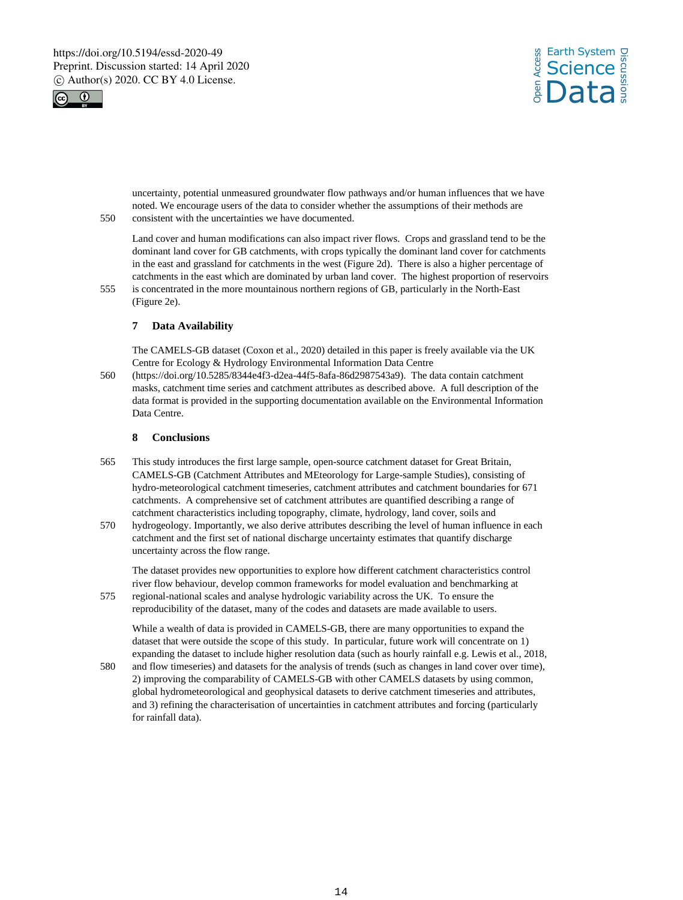uncertainty, potential unmeasured groundwater flow pathways and/or human influences that we have noted. We encourage users of the data to consider whether the assumptions of their methods are consistent with the uncertainties we have documented.

Land cover and human modifications can also impact river flows. Crops and grassland tend to be the dominant land cover for GB catchments, with crops typically the dominant land cover for catchments in the east and grassland for catchments in the west (Figure 2d). There is also a higher percentage of catchments in the east which are dominated by urban land cover. The highest proportion of reservoirs is concentrated in the more mountainous northern regions of GB, particularly in the North-East (Figure 2e).

## 7 Data Availability

The CAMELS-GB dataset (Coxon et al., 2020) detailed in this paper is freely available via the UK Centre for Ecology & Hydrology Environmental Information Data Centre (https://doi.org/10.5285/8344e4f3-d2ea-44f5-8afa-86d2987543a9). The data contain catchment masks, catchment time series and catchment attributes as described above. A full description of the data format is provided in the supporting documentation available on the Environmental Information Data Centre.

## 8 Conclusions

This study introduces the first large sample, open-source catchment dataset for Great Britain, CAMELS-GB (Catchment Attributes and MEteorology for Large-sample Studies), consisting of hydro-meteorological catchment timeseries, catchment attributes and catchment boundaries for 671 catchments. A comprehensive set of catchment attributes are quantified describing a range of catchment characteristics including topography, climate, hydrology, land cover, soils and hydrogeology. Importantly, we also derive attributes describing the level of human influence in each catchment and the first set of national discharge uncertainty estimates that quantify discharge uncertainty across the flow range.

The dataset provides new opportunities to explore how different catchment characteristics control river flow behaviour, develop common frameworks for model evaluation and benchmarking at regional-national scales and analyse hydrologic variability across the UK. To ensure the reproducibility of the dataset, many of the codes and datasets are made available to users.

While a wealth of data is provided in CAMELS-GB, there are many opportunities to expand the dataset that were outside the scope of this study. In particular, future work will concentrate on 1) expanding the dataset to include higher resolution data (such as hourly rainfall e.g. Lewis et al., 2018, and flow timeseries) and datasets for the analysis of trends (such as changes in land cover over time), 2) improving the comparability of CAMELS-GB with other CAMELS datasets by using common, global hydrometeorological and geophysical datasets to derive catchment timeseries and attributes, and 3) refining the characterisation of uncertainties in catchment attributes and forcing (particularly for rainfall data).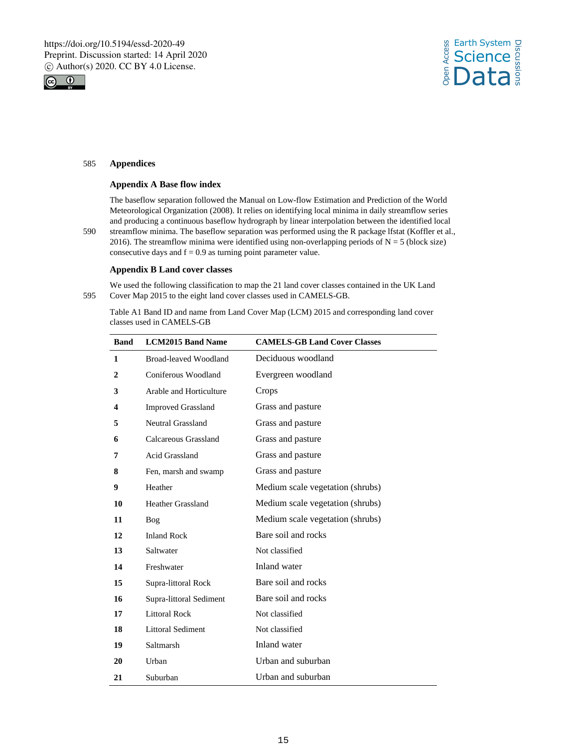## Appendices

### Appendix A Base flow index

The baseflow separation followed the Manual on Low-flow Estimation and Prediction of the World Meteorological Organization (2008). It relies on identifying local minima in daily streamflow series and producing a continuous baseflow hydrograph by linear interpolation between the identified local streamflow minima. The baseflow separation was performed using the R package lfstat (Koffler et al., 2016). The streamflow minima were identified using non-overlapping periods of N = 5 (block size) consecutive days and f = 0.9 as turning point parameter value.

### Appendix B Land cover classes

We used the following classification to map the 21 land cover classes contained in the UK Land Cover Map 2015 to the eight land cover classes used in CAMELS-GB.

Table A1 Band ID and name from Land Cover Map (LCM) 2015 and corresponding land cover classes used in CAMELS-GB

| Band | LCM2015 Band Name | CAMELS-GB Land Cover Classes |
|---|---|---|
| 1 | Broad-leaved Woodland | Deciduous woodland |
| 2 | Coniferous Woodland | Evergreen woodland |
| 3 | Arable and Horticulture | Crops |
| 4 | Improved Grassland | Grass and pasture |
| 5 | Neutral Grassland | Grass and pasture |
| 6 | Calcareous Grassland | Grass and pasture |
| 7 | Acid Grassland | Grass and pasture |
| 8 | Fen, marsh and swamp | Grass and pasture |
| 9 | Heather | Medium scale vegetation (shrubs) |
| 10 | Heather Grassland | Medium scale vegetation (shrubs) |
| 11 | Bog | Medium scale vegetation (shrubs) |
| 12 | Inland Rock | Bare soil and rocks |
| 13 | Saltwater | Not classified |
| 14 | Freshwater | Inland water |
| 15 | Supra-littoral Rock | Bare soil and rocks |
| 16 | Supra-littoral Sediment | Bare soil and rocks |
| 17 | Littoral Rock | Not classified |
| 18 | Littoral Sediment | Not classified |
| 19 | Saltmarsh | Inland water |
| 20 | Urban | Urban and suburban |
| 21 | Suburban | Urban and suburban |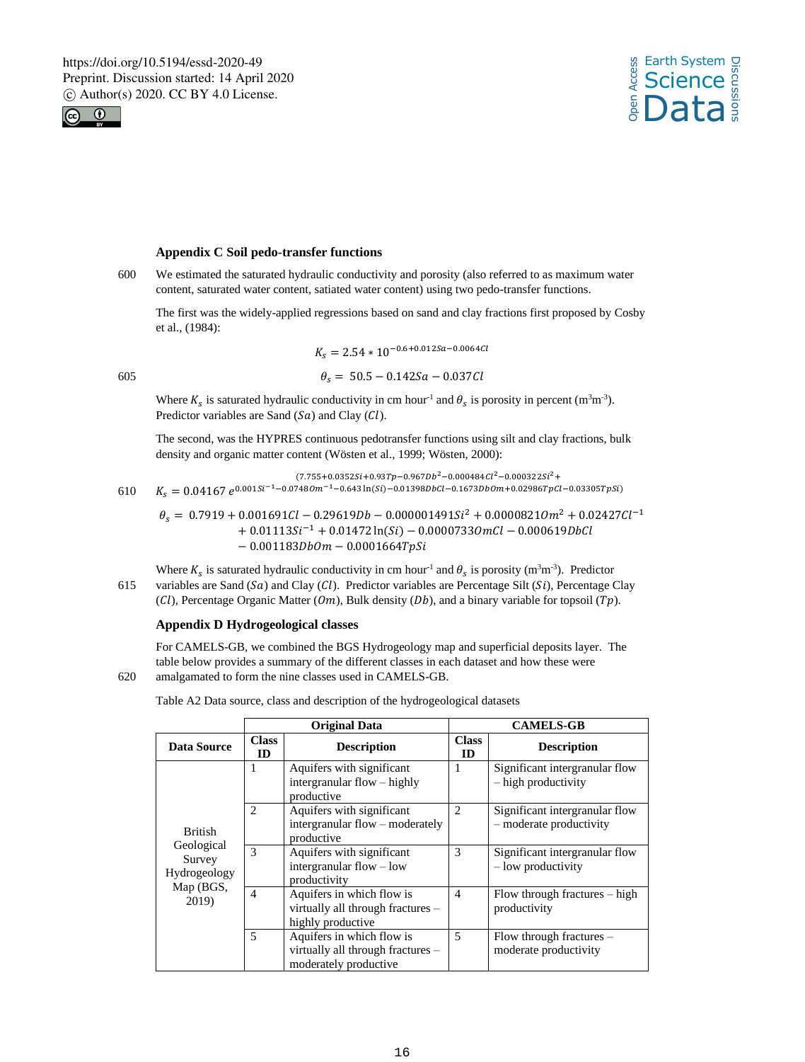## Appendix C Soil pedo-transfer functions

We estimated the saturated hydraulic conductivity and porosity (also referred to as maximum water content, saturated water content, satiated water content) using two pedo-transfer functions.

The first was the widely-applied regressions based on sand and clay fractions first proposed by Cosby et al., (1984):

$$K_s = 2.54 * 10^{-0.6+0.012Sa-0.0064Cl}$$

$$\theta_s = 50.5 - 0.142Sa - 0.037Cl$$

Where $K_s$ is saturated hydraulic conductivity in cm hour$^{-1}$ and $\theta_s$ is porosity in percent (m$^3$m$^{-3}$). Predictor variables are Sand ($Sa$) and Clay ($Cl$).

The second, was the HYPRES continuous pedotransfer functions using silt and clay fractions, bulk density and organic matter content (Wösten et al., 1999; Wösten, 2000):

$$K_s = 0.04167\, e^{(7.755+0.0352Si+0.93Tp-0.967Db^2-0.000484Cl^2-0.000322Si^2+0.001Si^{-1}-0.0748Om^{-1}-0.643\ln(Si)-0.01398DbCl-0.1673DbOm+0.02986TpCl-0.03305TpSi)}$$

$$\begin{aligned}\theta_s = \; & 0.7919 + 0.001691Cl - 0.29619Db - 0.000001491Si^2 + 0.0000821Om^2 + 0.02427Cl^{-1} \\ & + 0.01113Si^{-1} + 0.01472\ln(Si) - 0.0000733OmCl - 0.000619DbCl \\ & - 0.001183DbOm - 0.0001664TpSi\end{aligned}$$

Where $K_s$ is saturated hydraulic conductivity in cm hour$^{-1}$ and $\theta_s$ is porosity (m$^3$m$^{-3}$). Predictor variables are Sand ($Sa$) and Clay ($Cl$). Predictor variables are Percentage Silt ($Si$), Percentage Clay ($Cl$), Percentage Organic Matter ($Om$), Bulk density ($Db$), and a binary variable for topsoil ($Tp$).

## Appendix D Hydrogeological classes

For CAMELS-GB, we combined the BGS Hydrogeology map and superficial deposits layer. The table below provides a summary of the different classes in each dataset and how these were amalgamated to form the nine classes used in CAMELS-GB.

Table A2 Data source, class and description of the hydrogeological datasets

| | Original Data | | CAMELS-GB | |
|---|---|---|---|---|
| **Data Source** | **Class ID** | **Description** | **Class ID** | **Description** |
| British Geological Survey Hydrogeology Map (BGS, 2019) | 1 | Aquifers with significant intergranular flow – highly productive | 1 | Significant intergranular flow – high productivity |
| | 2 | Aquifers with significant intergranular flow – moderately productive | 2 | Significant intergranular flow – moderate productivity |
| | 3 | Aquifers with significant intergranular flow – low productivity | 3 | Significant intergranular flow – low productivity |
| | 4 | Aquifers in which flow is virtually all through fractures – highly productive | 4 | Flow through fractures – high productivity |
| | 5 | Aquifers in which flow is virtually all through fractures – moderately productive | 5 | Flow through fractures – moderate productivity |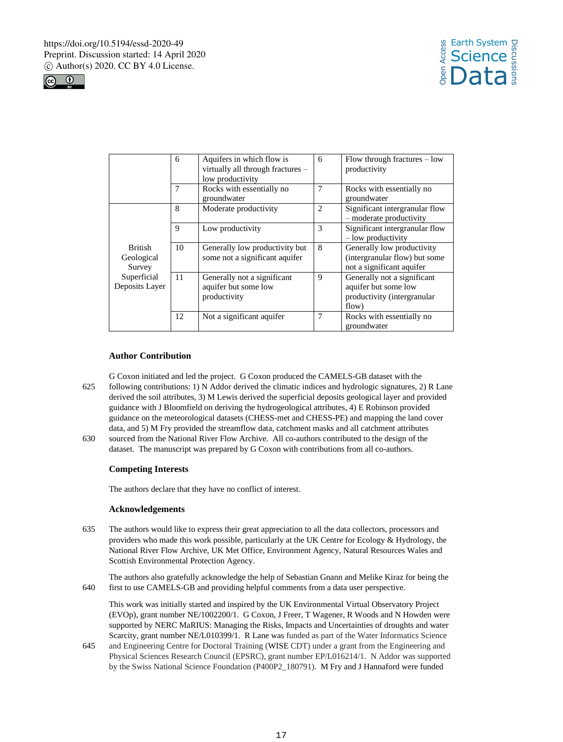| | 6 | Aquifers in which flow is virtually all through fractures – low productivity | 6 | Flow through fractures – low productivity |
|---|---|---|---|---|
| | 7 | Rocks with essentially no groundwater | 7 | Rocks with essentially no groundwater |
| British Geological Survey Superficial Deposits Layer | 8 | Moderate productivity | 2 | Significant intergranular flow – moderate productivity |
| | 9 | Low productivity | 3 | Significant intergranular flow – low productivity |
| | 10 | Generally low productivity but some not a significant aquifer | 8 | Generally low productivity (intergranular flow) but some not a significant aquifer |
| | 11 | Generally not a significant aquifer but some low productivity | 9 | Generally not a significant aquifer but some low productivity (intergranular flow) |
| | 12 | Not a significant aquifer | 7 | Rocks with essentially no groundwater |

### Author Contribution

G Coxon initiated and led the project. G Coxon produced the CAMELS-GB dataset with the following contributions: 1) N Addor derived the climatic indices and hydrologic signatures, 2) R Lane derived the soil attributes, 3) M Lewis derived the superficial deposits geological layer and provided guidance with J Bloomfield on deriving the hydrogeological attributes, 4) E Robinson provided guidance on the meteorological datasets (CHESS-met and CHESS-PE) and mapping the land cover data, and 5) M Fry provided the streamflow data, catchment masks and all catchment attributes sourced from the National River Flow Archive. All co-authors contributed to the design of the dataset. The manuscript was prepared by G Coxon with contributions from all co-authors.

### Competing Interests

The authors declare that they have no conflict of interest.

### Acknowledgements

The authors would like to express their great appreciation to all the data collectors, processors and providers who made this work possible, particularly at the UK Centre for Ecology & Hydrology, the National River Flow Archive, UK Met Office, Environment Agency, Natural Resources Wales and Scottish Environmental Protection Agency.

The authors also gratefully acknowledge the help of Sebastian Gnann and Melike Kiraz for being the first to use CAMELS-GB and providing helpful comments from a data user perspective.

This work was initially started and inspired by the UK Environmental Virtual Observatory Project (EVOp), grant number NE/1002200/1. G Coxon, J Freer, T Wagener, R Woods and N Howden were supported by NERC MaRIUS: Managing the Risks, Impacts and Uncertainties of droughts and water Scarcity, grant number NE/L010399/1. R Lane was funded as part of the Water Informatics Science and Engineering Centre for Doctoral Training (WISE CDT) under a grant from the Engineering and Physical Sciences Research Council (EPSRC), grant number EP/L016214/1. N Addor was supported by the Swiss National Science Foundation (P400P2_180791). M Fry and J Hannaford were funded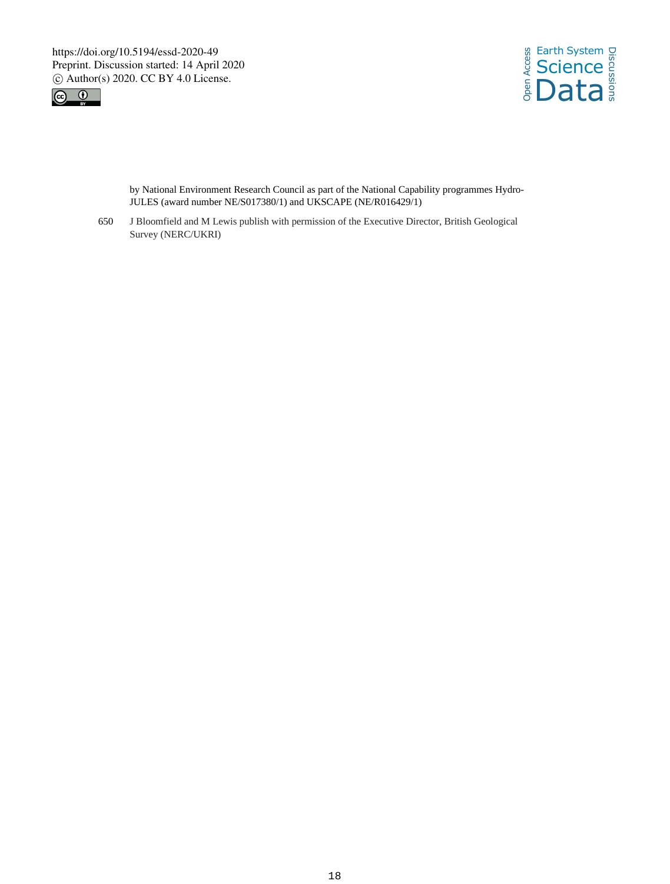by National Environment Research Council as part of the National Capability programmes Hydro-JULES (award number NE/S017380/1) and UKSCAPE (NE/R016429/1)

J Bloomfield and M Lewis publish with permission of the Executive Director, British Geological Survey (NERC/UKRI)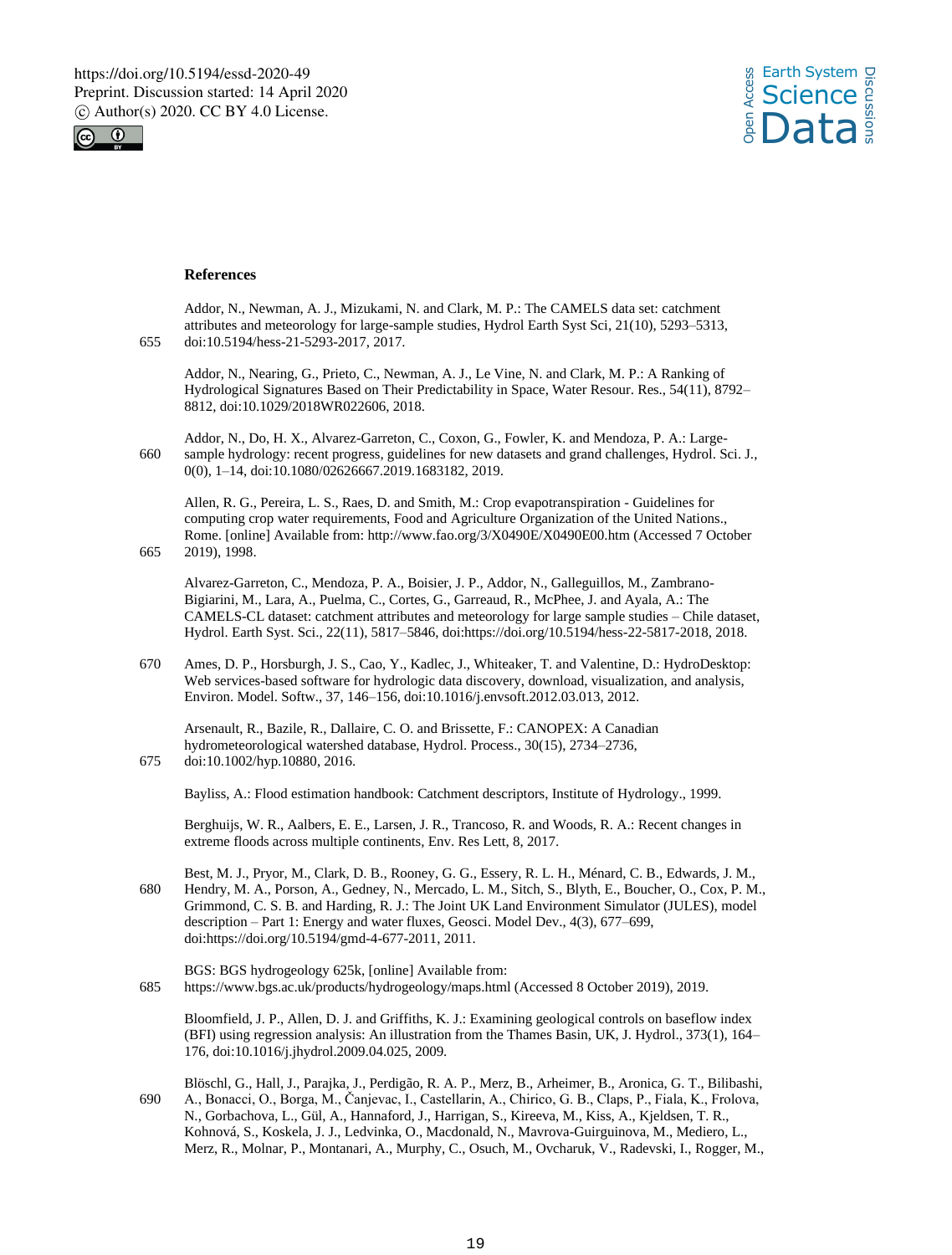## References

Addor, N., Newman, A. J., Mizukami, N. and Clark, M. P.: The CAMELS data set: catchment attributes and meteorology for large-sample studies, Hydrol Earth Syst Sci, 21(10), 5293–5313, doi:10.5194/hess-21-5293-2017, 2017.

Addor, N., Nearing, G., Prieto, C., Newman, A. J., Le Vine, N. and Clark, M. P.: A Ranking of Hydrological Signatures Based on Their Predictability in Space, Water Resour. Res., 54(11), 8792–8812, doi:10.1029/2018WR022606, 2018.

Addor, N., Do, H. X., Alvarez-Garreton, C., Coxon, G., Fowler, K. and Mendoza, P. A.: Large-sample hydrology: recent progress, guidelines for new datasets and grand challenges, Hydrol. Sci. J., 0(0), 1–14, doi:10.1080/02626667.2019.1683182, 2019.

Allen, R. G., Pereira, L. S., Raes, D. and Smith, M.: Crop evapotranspiration - Guidelines for computing crop water requirements, Food and Agriculture Organization of the United Nations., Rome. [online] Available from: http://www.fao.org/3/X0490E/X0490E00.htm (Accessed 7 October 2019), 1998.

Alvarez-Garreton, C., Mendoza, P. A., Boisier, J. P., Addor, N., Galleguillos, M., Zambrano-Bigiarini, M., Lara, A., Puelma, C., Cortes, G., Garreaud, R., McPhee, J. and Ayala, A.: The CAMELS-CL dataset: catchment attributes and meteorology for large sample studies – Chile dataset, Hydrol. Earth Syst. Sci., 22(11), 5817–5846, doi:https://doi.org/10.5194/hess-22-5817-2018, 2018.

Ames, D. P., Horsburgh, J. S., Cao, Y., Kadlec, J., Whiteaker, T. and Valentine, D.: HydroDesktop: Web services-based software for hydrologic data discovery, download, visualization, and analysis, Environ. Model. Softw., 37, 146–156, doi:10.1016/j.envsoft.2012.03.013, 2012.

Arsenault, R., Bazile, R., Dallaire, C. O. and Brissette, F.: CANOPEX: A Canadian hydrometeorological watershed database, Hydrol. Process., 30(15), 2734–2736, doi:10.1002/hyp.10880, 2016.

Bayliss, A.: Flood estimation handbook: Catchment descriptors, Institute of Hydrology., 1999.

Berghuijs, W. R., Aalbers, E. E., Larsen, J. R., Trancoso, R. and Woods, R. A.: Recent changes in extreme floods across multiple continents, Env. Res Lett, 8, 2017.

Best, M. J., Pryor, M., Clark, D. B., Rooney, G. G., Essery, R. L. H., Ménard, C. B., Edwards, J. M., Hendry, M. A., Porson, A., Gedney, N., Mercado, L. M., Sitch, S., Blyth, E., Boucher, O., Cox, P. M., Grimmond, C. S. B. and Harding, R. J.: The Joint UK Land Environment Simulator (JULES), model description – Part 1: Energy and water fluxes, Geosci. Model Dev., 4(3), 677–699, doi:https://doi.org/10.5194/gmd-4-677-2011, 2011.

BGS: BGS hydrogeology 625k, [online] Available from: https://www.bgs.ac.uk/products/hydrogeology/maps.html (Accessed 8 October 2019), 2019.

Bloomfield, J. P., Allen, D. J. and Griffiths, K. J.: Examining geological controls on baseflow index (BFI) using regression analysis: An illustration from the Thames Basin, UK, J. Hydrol., 373(1), 164–176, doi:10.1016/j.jhydrol.2009.04.025, 2009.

Blöschl, G., Hall, J., Parajka, J., Perdigão, R. A. P., Merz, B., Arheimer, B., Aronica, G. T., Bilibashi, A., Bonacci, O., Borga, M., Čanjevac, I., Castellarin, A., Chirico, G. B., Claps, P., Fiala, K., Frolova, N., Gorbachova, L., Gül, A., Hannaford, J., Harrigan, S., Kireeva, M., Kiss, A., Kjeldsen, T. R., Kohnová, S., Koskela, J. J., Ledvinka, O., Macdonald, N., Mavrova-Guirguinova, M., Mediero, L., Merz, R., Molnar, P., Montanari, A., Murphy, C., Osuch, M., Ovcharuk, V., Radevski, I., Rogger, M.,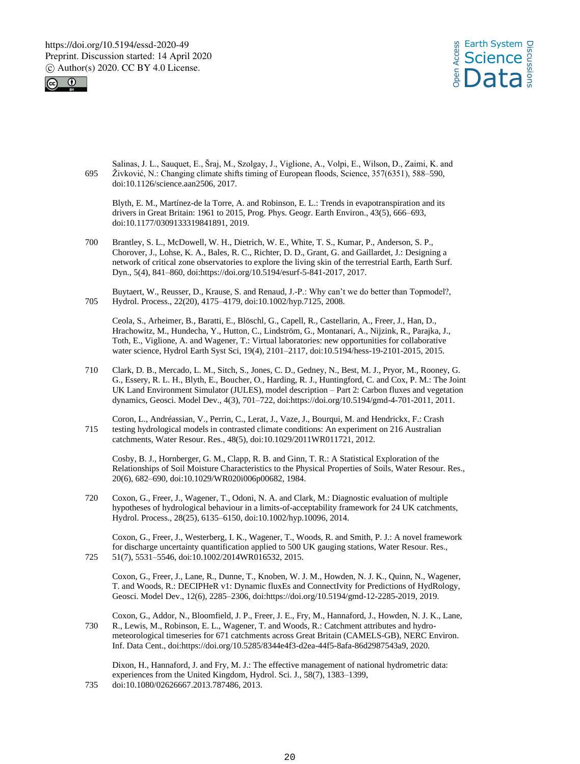Salinas, J. L., Sauquet, E., Šraj, M., Szolgay, J., Viglione, A., Volpi, E., Wilson, D., Zaimi, K. and Živković, N.: Changing climate shifts timing of European floods, Science, 357(6351), 588–590, doi:10.1126/science.aan2506, 2017.

Blyth, E. M., Martínez-de la Torre, A. and Robinson, E. L.: Trends in evapotranspiration and its drivers in Great Britain: 1961 to 2015, Prog. Phys. Geogr. Earth Environ., 43(5), 666–693, doi:10.1177/0309133319841891, 2019.

Brantley, S. L., McDowell, W. H., Dietrich, W. E., White, T. S., Kumar, P., Anderson, S. P., Chorover, J., Lohse, K. A., Bales, R. C., Richter, D. D., Grant, G. and Gaillardet, J.: Designing a network of critical zone observatories to explore the living skin of the terrestrial Earth, Earth Surf. Dyn., 5(4), 841–860, doi:https://doi.org/10.5194/esurf-5-841-2017, 2017.

Buytaert, W., Reusser, D., Krause, S. and Renaud, J.-P.: Why can't we do better than Topmodel?, Hydrol. Process., 22(20), 4175–4179, doi:10.1002/hyp.7125, 2008.

Ceola, S., Arheimer, B., Baratti, E., Blöschl, G., Capell, R., Castellarin, A., Freer, J., Han, D., Hrachowitz, M., Hundecha, Y., Hutton, C., Lindström, G., Montanari, A., Nijzink, R., Parajka, J., Toth, E., Viglione, A. and Wagener, T.: Virtual laboratories: new opportunities for collaborative water science, Hydrol Earth Syst Sci, 19(4), 2101–2117, doi:10.5194/hess-19-2101-2015, 2015.

Clark, D. B., Mercado, L. M., Sitch, S., Jones, C. D., Gedney, N., Best, M. J., Pryor, M., Rooney, G. G., Essery, R. L. H., Blyth, E., Boucher, O., Harding, R. J., Huntingford, C. and Cox, P. M.: The Joint UK Land Environment Simulator (JULES), model description – Part 2: Carbon fluxes and vegetation dynamics, Geosci. Model Dev., 4(3), 701–722, doi:https://doi.org/10.5194/gmd-4-701-2011, 2011.

Coron, L., Andréassian, V., Perrin, C., Lerat, J., Vaze, J., Bourqui, M. and Hendrickx, F.: Crash testing hydrological models in contrasted climate conditions: An experiment on 216 Australian catchments, Water Resour. Res., 48(5), doi:10.1029/2011WR011721, 2012.

Cosby, B. J., Hornberger, G. M., Clapp, R. B. and Ginn, T. R.: A Statistical Exploration of the Relationships of Soil Moisture Characteristics to the Physical Properties of Soils, Water Resour. Res., 20(6), 682–690, doi:10.1029/WR020i006p00682, 1984.

Coxon, G., Freer, J., Wagener, T., Odoni, N. A. and Clark, M.: Diagnostic evaluation of multiple hypotheses of hydrological behaviour in a limits-of-acceptability framework for 24 UK catchments, Hydrol. Process., 28(25), 6135–6150, doi:10.1002/hyp.10096, 2014.

Coxon, G., Freer, J., Westerberg, I. K., Wagener, T., Woods, R. and Smith, P. J.: A novel framework for discharge uncertainty quantification applied to 500 UK gauging stations, Water Resour. Res., 51(7), 5531–5546, doi:10.1002/2014WR016532, 2015.

Coxon, G., Freer, J., Lane, R., Dunne, T., Knoben, W. J. M., Howden, N. J. K., Quinn, N., Wagener, T. and Woods, R.: DECIPHeR v1: Dynamic fluxEs and ConnectIvity for Predictions of HydRology, Geosci. Model Dev., 12(6), 2285–2306, doi:https://doi.org/10.5194/gmd-12-2285-2019, 2019.

Coxon, G., Addor, N., Bloomfield, J. P., Freer, J. E., Fry, M., Hannaford, J., Howden, N. J. K., Lane, R., Lewis, M., Robinson, E. L., Wagener, T. and Woods, R.: Catchment attributes and hydro-meteorological timeseries for 671 catchments across Great Britain (CAMELS-GB), NERC Environ. Inf. Data Cent., doi:https://doi.org/10.5285/8344e4f3-d2ea-44f5-8afa-86d2987543a9, 2020.

Dixon, H., Hannaford, J. and Fry, M. J.: The effective management of national hydrometric data: experiences from the United Kingdom, Hydrol. Sci. J., 58(7), 1383–1399, doi:10.1080/02626667.2013.787486, 2013.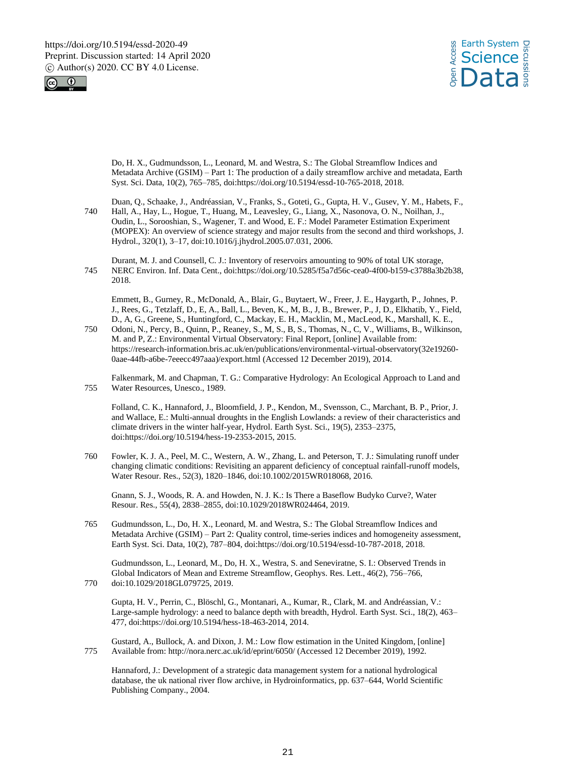Do, H. X., Gudmundsson, L., Leonard, M. and Westra, S.: The Global Streamflow Indices and Metadata Archive (GSIM) – Part 1: The production of a daily streamflow archive and metadata, Earth Syst. Sci. Data, 10(2), 765–785, doi:https://doi.org/10.5194/essd-10-765-2018, 2018.

Duan, Q., Schaake, J., Andréassian, V., Franks, S., Goteti, G., Gupta, H. V., Gusev, Y. M., Habets, F., Hall, A., Hay, L., Hogue, T., Huang, M., Leavesley, G., Liang, X., Nasonova, O. N., Noilhan, J., Oudin, L., Sorooshian, S., Wagener, T. and Wood, E. F.: Model Parameter Estimation Experiment (MOPEX): An overview of science strategy and major results from the second and third workshops, J. Hydrol., 320(1), 3–17, doi:10.1016/j.jhydrol.2005.07.031, 2006.

Durant, M. J. and Counsell, C. J.: Inventory of reservoirs amounting to 90% of total UK storage, NERC Environ. Inf. Data Cent., doi:https://doi.org/10.5285/f5a7d56c-cea0-4f00-b159-c3788a3b2b38, 2018.

Emmett, B., Gurney, R., McDonald, A., Blair, G., Buytaert, W., Freer, J. E., Haygarth, P., Johnes, P. J., Rees, G., Tetzlaff, D., E, A., Ball, L., Beven, K., M, B., J, B., Brewer, P., J, D., Elkhatib, Y., Field, D., A, G., Greene, S., Huntingford, C., Mackay, E. H., Macklin, M., MacLeod, K., Marshall, K. E., Odoni, N., Percy, B., Quinn, P., Reaney, S., M, S., B, S., Thomas, N., C, V., Williams, B., Wilkinson, M. and P, Z.: Environmental Virtual Observatory: Final Report, [online] Available from: https://research-information.bris.ac.uk/en/publications/environmental-virtual-observatory(32e19260-0aae-44fb-a6be-7eeecc497aaa)/export.html (Accessed 12 December 2019), 2014.

Falkenmark, M. and Chapman, T. G.: Comparative Hydrology: An Ecological Approach to Land and Water Resources, Unesco., 1989.

Folland, C. K., Hannaford, J., Bloomfield, J. P., Kendon, M., Svensson, C., Marchant, B. P., Prior, J. and Wallace, E.: Multi-annual droughts in the English Lowlands: a review of their characteristics and climate drivers in the winter half-year, Hydrol. Earth Syst. Sci., 19(5), 2353–2375, doi:https://doi.org/10.5194/hess-19-2353-2015, 2015.

Fowler, K. J. A., Peel, M. C., Western, A. W., Zhang, L. and Peterson, T. J.: Simulating runoff under changing climatic conditions: Revisiting an apparent deficiency of conceptual rainfall-runoff models, Water Resour. Res., 52(3), 1820–1846, doi:10.1002/2015WR018068, 2016.

Gnann, S. J., Woods, R. A. and Howden, N. J. K.: Is There a Baseflow Budyko Curve?, Water Resour. Res., 55(4), 2838–2855, doi:10.1029/2018WR024464, 2019.

Gudmundsson, L., Do, H. X., Leonard, M. and Westra, S.: The Global Streamflow Indices and Metadata Archive (GSIM) – Part 2: Quality control, time-series indices and homogeneity assessment, Earth Syst. Sci. Data, 10(2), 787–804, doi:https://doi.org/10.5194/essd-10-787-2018, 2018.

Gudmundsson, L., Leonard, M., Do, H. X., Westra, S. and Seneviratne, S. I.: Observed Trends in Global Indicators of Mean and Extreme Streamflow, Geophys. Res. Lett., 46(2), 756–766, doi:10.1029/2018GL079725, 2019.

Gupta, H. V., Perrin, C., Blöschl, G., Montanari, A., Kumar, R., Clark, M. and Andréassian, V.: Large-sample hydrology: a need to balance depth with breadth, Hydrol. Earth Syst. Sci., 18(2), 463–477, doi:https://doi.org/10.5194/hess-18-463-2014, 2014.

Gustard, A., Bullock, A. and Dixon, J. M.: Low flow estimation in the United Kingdom, [online] Available from: http://nora.nerc.ac.uk/id/eprint/6050/ (Accessed 12 December 2019), 1992.

Hannaford, J.: Development of a strategic data management system for a national hydrological database, the uk national river flow archive, in Hydroinformatics, pp. 637–644, World Scientific Publishing Company., 2004.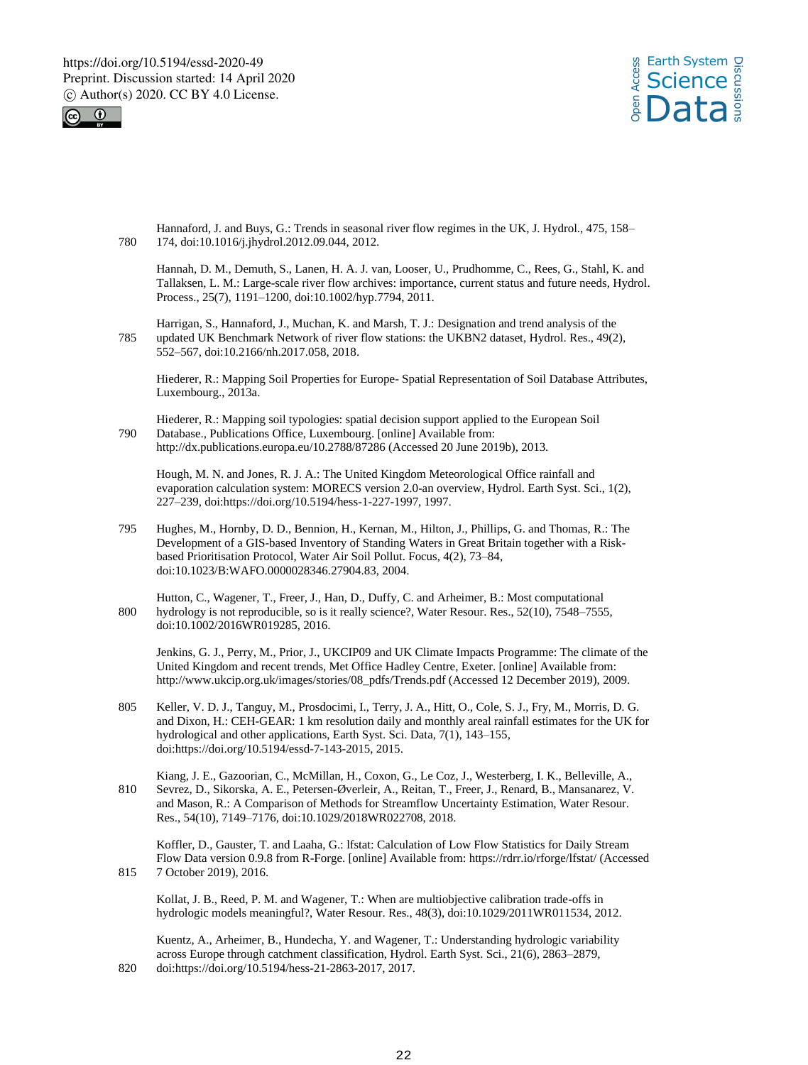Hannaford, J. and Buys, G.: Trends in seasonal river flow regimes in the UK, J. Hydrol., 475, 158–174, doi:10.1016/j.jhydrol.2012.09.044, 2012.

Hannah, D. M., Demuth, S., Lanen, H. A. J. van, Looser, U., Prudhomme, C., Rees, G., Stahl, K. and Tallaksen, L. M.: Large-scale river flow archives: importance, current status and future needs, Hydrol. Process., 25(7), 1191–1200, doi:10.1002/hyp.7794, 2011.

Harrigan, S., Hannaford, J., Muchan, K. and Marsh, T. J.: Designation and trend analysis of the updated UK Benchmark Network of river flow stations: the UKBN2 dataset, Hydrol. Res., 49(2), 552–567, doi:10.2166/nh.2017.058, 2018.

Hiederer, R.: Mapping Soil Properties for Europe- Spatial Representation of Soil Database Attributes, Luxembourg., 2013a.

Hiederer, R.: Mapping soil typologies: spatial decision support applied to the European Soil Database., Publications Office, Luxembourg. [online] Available from: http://dx.publications.europa.eu/10.2788/87286 (Accessed 20 June 2019b), 2013.

Hough, M. N. and Jones, R. J. A.: The United Kingdom Meteorological Office rainfall and evaporation calculation system: MORECS version 2.0-an overview, Hydrol. Earth Syst. Sci., 1(2), 227–239, doi:https://doi.org/10.5194/hess-1-227-1997, 1997.

Hughes, M., Hornby, D. D., Bennion, H., Kernan, M., Hilton, J., Phillips, G. and Thomas, R.: The Development of a GIS-based Inventory of Standing Waters in Great Britain together with a Risk-based Prioritisation Protocol, Water Air Soil Pollut. Focus, 4(2), 73–84, doi:10.1023/B:WAFO.0000028346.27904.83, 2004.

Hutton, C., Wagener, T., Freer, J., Han, D., Duffy, C. and Arheimer, B.: Most computational hydrology is not reproducible, so is it really science?, Water Resour. Res., 52(10), 7548–7555, doi:10.1002/2016WR019285, 2016.

Jenkins, G. J., Perry, M., Prior, J., UKCIP09 and UK Climate Impacts Programme: The climate of the United Kingdom and recent trends, Met Office Hadley Centre, Exeter. [online] Available from: http://www.ukcip.org.uk/images/stories/08_pdfs/Trends.pdf (Accessed 12 December 2019), 2009.

Keller, V. D. J., Tanguy, M., Prosdocimi, I., Terry, J. A., Hitt, O., Cole, S. J., Fry, M., Morris, D. G. and Dixon, H.: CEH-GEAR: 1 km resolution daily and monthly areal rainfall estimates for the UK for hydrological and other applications, Earth Syst. Sci. Data, 7(1), 143–155, doi:https://doi.org/10.5194/essd-7-143-2015, 2015.

Kiang, J. E., Gazoorian, C., McMillan, H., Coxon, G., Le Coz, J., Westerberg, I. K., Belleville, A., Sevrez, D., Sikorska, A. E., Petersen-Øverleir, A., Reitan, T., Freer, J., Renard, B., Mansanarez, V. and Mason, R.: A Comparison of Methods for Streamflow Uncertainty Estimation, Water Resour. Res., 54(10), 7149–7176, doi:10.1029/2018WR022708, 2018.

Koffler, D., Gauster, T. and Laaha, G.: lfstat: Calculation of Low Flow Statistics for Daily Stream Flow Data version 0.9.8 from R-Forge. [online] Available from: https://rdrr.io/rforge/lfstat/ (Accessed 7 October 2019), 2016.

Kollat, J. B., Reed, P. M. and Wagener, T.: When are multiobjective calibration trade-offs in hydrologic models meaningful?, Water Resour. Res., 48(3), doi:10.1029/2011WR011534, 2012.

Kuentz, A., Arheimer, B., Hundecha, Y. and Wagener, T.: Understanding hydrologic variability across Europe through catchment classification, Hydrol. Earth Syst. Sci., 21(6), 2863–2879, doi:https://doi.org/10.5194/hess-21-2863-2017, 2017.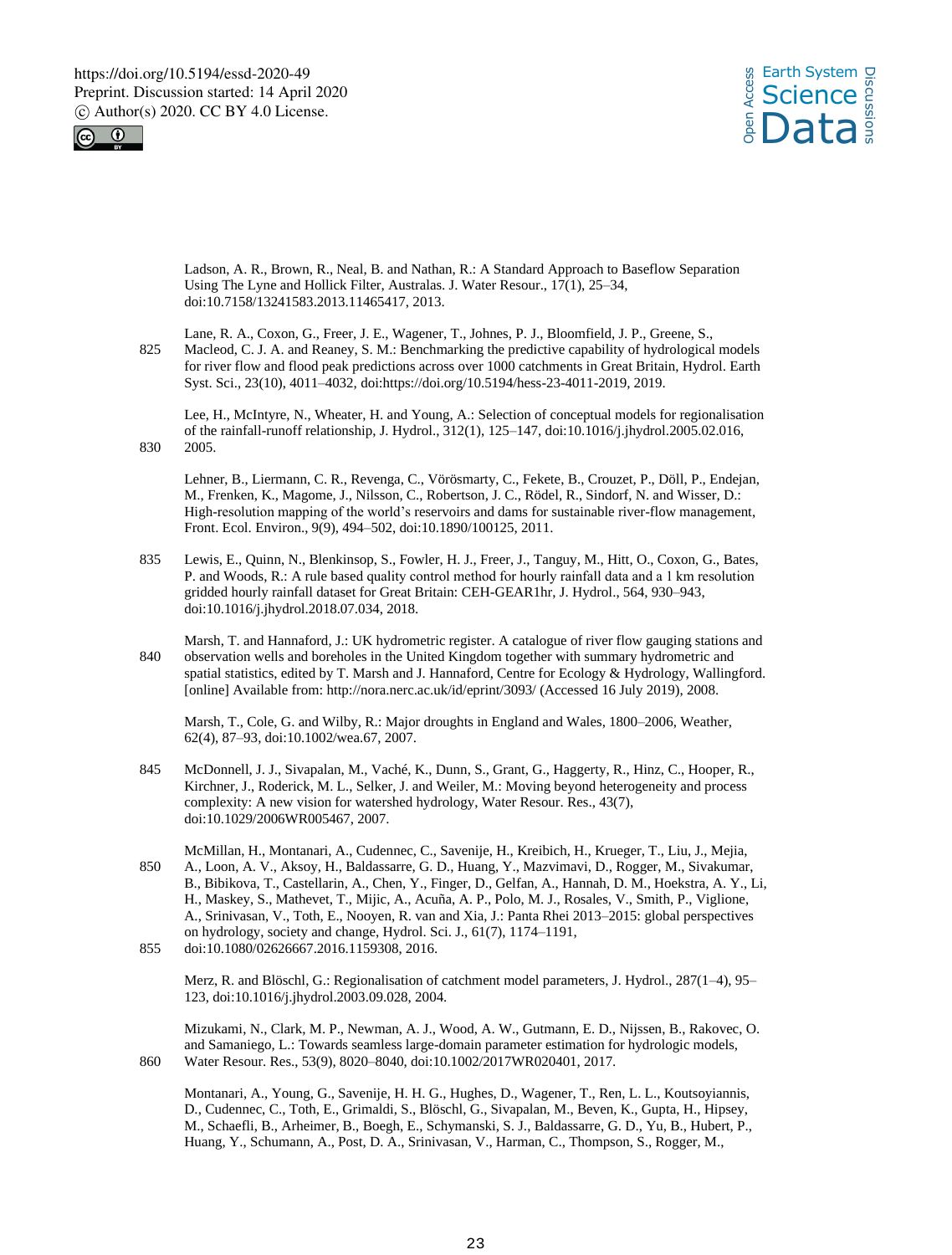Ladson, A. R., Brown, R., Neal, B. and Nathan, R.: A Standard Approach to Baseflow Separation Using The Lyne and Hollick Filter, Australas. J. Water Resour., 17(1), 25–34, doi:10.7158/13241583.2013.11465417, 2013.

Lane, R. A., Coxon, G., Freer, J. E., Wagener, T., Johnes, P. J., Bloomfield, J. P., Greene, S., Macleod, C. J. A. and Reaney, S. M.: Benchmarking the predictive capability of hydrological models for river flow and flood peak predictions across over 1000 catchments in Great Britain, Hydrol. Earth Syst. Sci., 23(10), 4011–4032, doi:https://doi.org/10.5194/hess-23-4011-2019, 2019.

Lee, H., McIntyre, N., Wheater, H. and Young, A.: Selection of conceptual models for regionalisation of the rainfall-runoff relationship, J. Hydrol., 312(1), 125–147, doi:10.1016/j.jhydrol.2005.02.016, 2005.

Lehner, B., Liermann, C. R., Revenga, C., Vörösmarty, C., Fekete, B., Crouzet, P., Döll, P., Endejan, M., Frenken, K., Magome, J., Nilsson, C., Robertson, J. C., Rödel, R., Sindorf, N. and Wisser, D.: High-resolution mapping of the world's reservoirs and dams for sustainable river-flow management, Front. Ecol. Environ., 9(9), 494–502, doi:10.1890/100125, 2011.

Lewis, E., Quinn, N., Blenkinsop, S., Fowler, H. J., Freer, J., Tanguy, M., Hitt, O., Coxon, G., Bates, P. and Woods, R.: A rule based quality control method for hourly rainfall data and a 1 km resolution gridded hourly rainfall dataset for Great Britain: CEH-GEAR1hr, J. Hydrol., 564, 930–943, doi:10.1016/j.jhydrol.2018.07.034, 2018.

Marsh, T. and Hannaford, J.: UK hydrometric register. A catalogue of river flow gauging stations and observation wells and boreholes in the United Kingdom together with summary hydrometric and spatial statistics, edited by T. Marsh and J. Hannaford, Centre for Ecology & Hydrology, Wallingford. [online] Available from: http://nora.nerc.ac.uk/id/eprint/3093/ (Accessed 16 July 2019), 2008.

Marsh, T., Cole, G. and Wilby, R.: Major droughts in England and Wales, 1800–2006, Weather, 62(4), 87–93, doi:10.1002/wea.67, 2007.

McDonnell, J. J., Sivapalan, M., Vaché, K., Dunn, S., Grant, G., Haggerty, R., Hinz, C., Hooper, R., Kirchner, J., Roderick, M. L., Selker, J. and Weiler, M.: Moving beyond heterogeneity and process complexity: A new vision for watershed hydrology, Water Resour. Res., 43(7), doi:10.1029/2006WR005467, 2007.

McMillan, H., Montanari, A., Cudennec, C., Savenije, H., Kreibich, H., Krueger, T., Liu, J., Mejia, A., Loon, A. V., Aksoy, H., Baldassarre, G. D., Huang, Y., Mazvimavi, D., Rogger, M., Sivakumar, B., Bibikova, T., Castellarin, A., Chen, Y., Finger, D., Gelfan, A., Hannah, D. M., Hoekstra, A. Y., Li, H., Maskey, S., Mathevet, T., Mijic, A., Acuña, A. P., Polo, M. J., Rosales, V., Smith, P., Viglione, A., Srinivasan, V., Toth, E., Nooyen, R. van and Xia, J.: Panta Rhei 2013–2015: global perspectives on hydrology, society and change, Hydrol. Sci. J., 61(7), 1174–1191, doi:10.1080/02626667.2016.1159308, 2016.

Merz, R. and Blöschl, G.: Regionalisation of catchment model parameters, J. Hydrol., 287(1–4), 95–123, doi:10.1016/j.jhydrol.2003.09.028, 2004.

Mizukami, N., Clark, M. P., Newman, A. J., Wood, A. W., Gutmann, E. D., Nijssen, B., Rakovec, O. and Samaniego, L.: Towards seamless large-domain parameter estimation for hydrologic models, Water Resour. Res., 53(9), 8020–8040, doi:10.1002/2017WR020401, 2017.

Montanari, A., Young, G., Savenije, H. H. G., Hughes, D., Wagener, T., Ren, L. L., Koutsoyiannis, D., Cudennec, C., Toth, E., Grimaldi, S., Blöschl, G., Sivapalan, M., Beven, K., Gupta, H., Hipsey, M., Schaefli, B., Arheimer, B., Boegh, E., Schymanski, S. J., Baldassarre, G. D., Yu, B., Hubert, P., Huang, Y., Schumann, A., Post, D. A., Srinivasan, V., Harman, C., Thompson, S., Rogger, M.,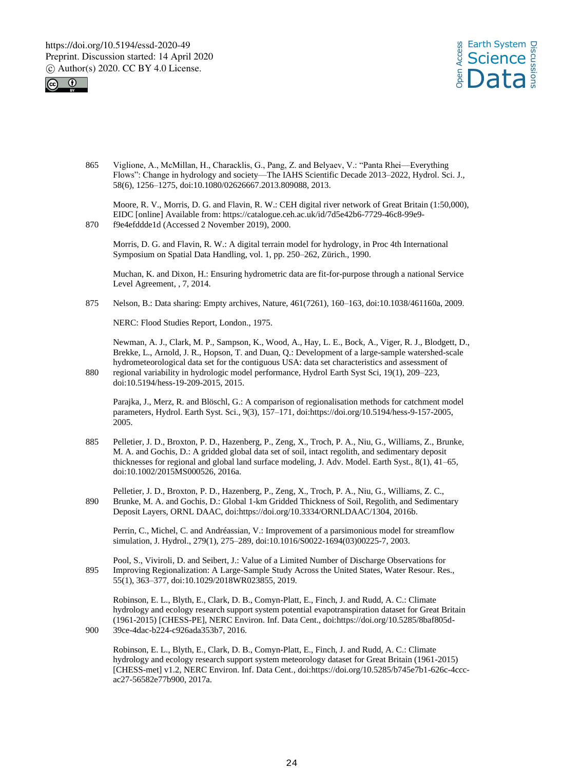Viglione, A., McMillan, H., Characklis, G., Pang, Z. and Belyaev, V.: "Panta Rhei—Everything Flows": Change in hydrology and society—The IAHS Scientific Decade 2013–2022, Hydrol. Sci. J., 58(6), 1256–1275, doi:10.1080/02626667.2013.809088, 2013.

Moore, R. V., Morris, D. G. and Flavin, R. W.: CEH digital river network of Great Britain (1:50,000), EIDC [online] Available from: https://catalogue.ceh.ac.uk/id/7d5e42b6-7729-46c8-99e9-f9e4efddde1d (Accessed 2 November 2019), 2000.

Morris, D. G. and Flavin, R. W.: A digital terrain model for hydrology, in Proc 4th International Symposium on Spatial Data Handling, vol. 1, pp. 250–262, Zürich., 1990.

Muchan, K. and Dixon, H.: Ensuring hydrometric data are fit-for-purpose through a national Service Level Agreement, , 7, 2014.

Nelson, B.: Data sharing: Empty archives, Nature, 461(7261), 160–163, doi:10.1038/461160a, 2009.

NERC: Flood Studies Report, London., 1975.

Newman, A. J., Clark, M. P., Sampson, K., Wood, A., Hay, L. E., Bock, A., Viger, R. J., Blodgett, D., Brekke, L., Arnold, J. R., Hopson, T. and Duan, Q.: Development of a large-sample watershed-scale hydrometeorological data set for the contiguous USA: data set characteristics and assessment of regional variability in hydrologic model performance, Hydrol Earth Syst Sci, 19(1), 209–223, doi:10.5194/hess-19-209-2015, 2015.

Parajka, J., Merz, R. and Blöschl, G.: A comparison of regionalisation methods for catchment model parameters, Hydrol. Earth Syst. Sci., 9(3), 157–171, doi:https://doi.org/10.5194/hess-9-157-2005, 2005.

Pelletier, J. D., Broxton, P. D., Hazenberg, P., Zeng, X., Troch, P. A., Niu, G., Williams, Z., Brunke, M. A. and Gochis, D.: A gridded global data set of soil, intact regolith, and sedimentary deposit thicknesses for regional and global land surface modeling, J. Adv. Model. Earth Syst., 8(1), 41–65, doi:10.1002/2015MS000526, 2016a.

Pelletier, J. D., Broxton, P. D., Hazenberg, P., Zeng, X., Troch, P. A., Niu, G., Williams, Z. C., Brunke, M. A. and Gochis, D.: Global 1-km Gridded Thickness of Soil, Regolith, and Sedimentary Deposit Layers, ORNL DAAC, doi:https://doi.org/10.3334/ORNLDAAC/1304, 2016b.

Perrin, C., Michel, C. and Andréassian, V.: Improvement of a parsimonious model for streamflow simulation, J. Hydrol., 279(1), 275–289, doi:10.1016/S0022-1694(03)00225-7, 2003.

Pool, S., Viviroli, D. and Seibert, J.: Value of a Limited Number of Discharge Observations for Improving Regionalization: A Large-Sample Study Across the United States, Water Resour. Res., 55(1), 363–377, doi:10.1029/2018WR023855, 2019.

Robinson, E. L., Blyth, E., Clark, D. B., Comyn-Platt, E., Finch, J. and Rudd, A. C.: Climate hydrology and ecology research support system potential evapotranspiration dataset for Great Britain (1961-2015) [CHESS-PE], NERC Environ. Inf. Data Cent., doi:https://doi.org/10.5285/8baf805d-39ce-4dac-b224-c926ada353b7, 2016.

Robinson, E. L., Blyth, E., Clark, D. B., Comyn-Platt, E., Finch, J. and Rudd, A. C.: Climate hydrology and ecology research support system meteorology dataset for Great Britain (1961-2015) [CHESS-met] v1.2, NERC Environ. Inf. Data Cent., doi:https://doi.org/10.5285/b745e7b1-626c-4ccc-ac27-56582e77b900, 2017a.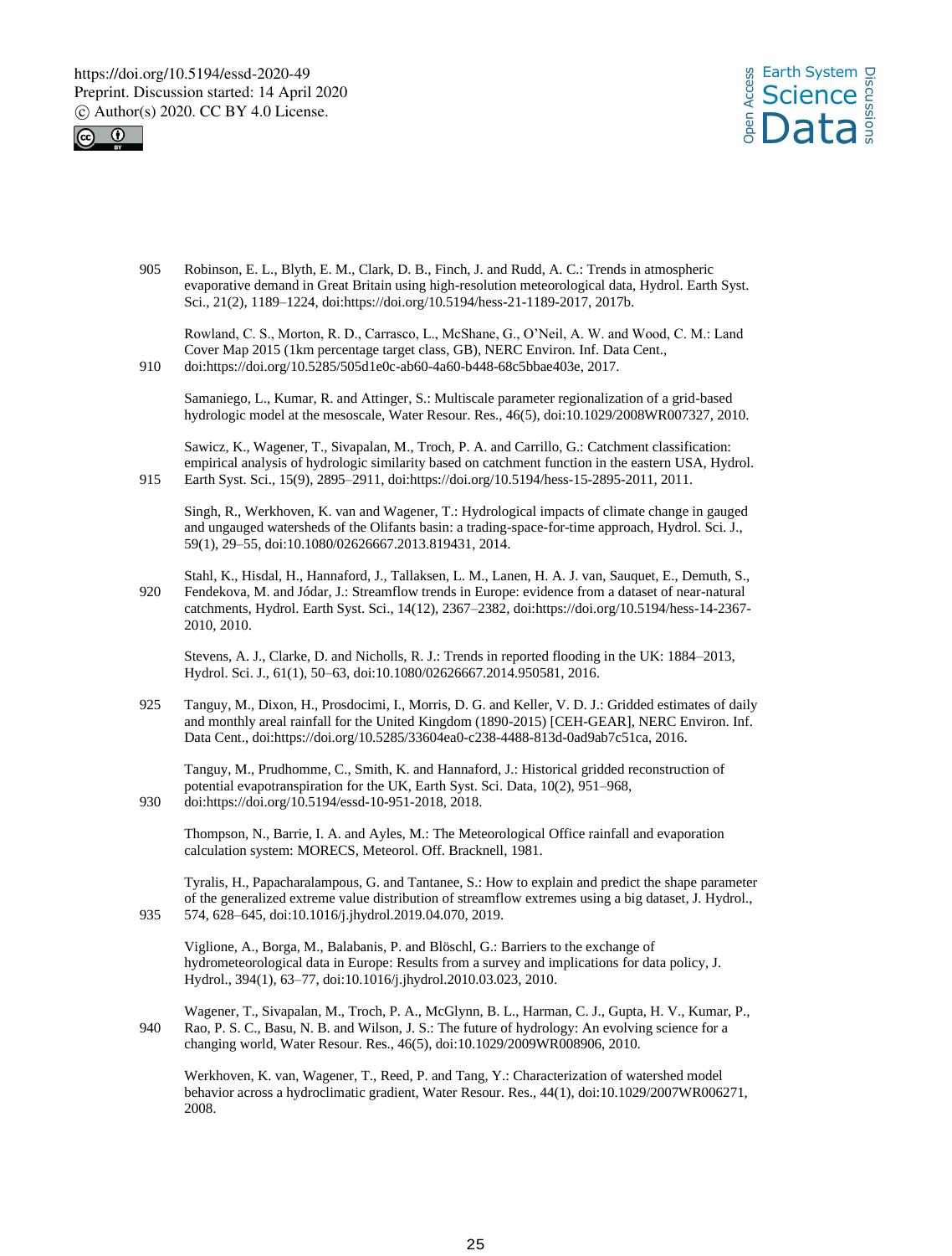Robinson, E. L., Blyth, E. M., Clark, D. B., Finch, J. and Rudd, A. C.: Trends in atmospheric evaporative demand in Great Britain using high-resolution meteorological data, Hydrol. Earth Syst. Sci., 21(2), 1189–1224, doi:https://doi.org/10.5194/hess-21-1189-2017, 2017b.

Rowland, C. S., Morton, R. D., Carrasco, L., McShane, G., O'Neil, A. W. and Wood, C. M.: Land Cover Map 2015 (1km percentage target class, GB), NERC Environ. Inf. Data Cent., doi:https://doi.org/10.5285/505d1e0c-ab60-4a60-b448-68c5bbae403e, 2017.

Samaniego, L., Kumar, R. and Attinger, S.: Multiscale parameter regionalization of a grid-based hydrologic model at the mesoscale, Water Resour. Res., 46(5), doi:10.1029/2008WR007327, 2010.

Sawicz, K., Wagener, T., Sivapalan, M., Troch, P. A. and Carrillo, G.: Catchment classification: empirical analysis of hydrologic similarity based on catchment function in the eastern USA, Hydrol. Earth Syst. Sci., 15(9), 2895–2911, doi:https://doi.org/10.5194/hess-15-2895-2011, 2011.

Singh, R., Werkhoven, K. van and Wagener, T.: Hydrological impacts of climate change in gauged and ungauged watersheds of the Olifants basin: a trading-space-for-time approach, Hydrol. Sci. J., 59(1), 29–55, doi:10.1080/02626667.2013.819431, 2014.

Stahl, K., Hisdal, H., Hannaford, J., Tallaksen, L. M., Lanen, H. A. J. van, Sauquet, E., Demuth, S., Fendekova, M. and Jódar, J.: Streamflow trends in Europe: evidence from a dataset of near-natural catchments, Hydrol. Earth Syst. Sci., 14(12), 2367–2382, doi:https://doi.org/10.5194/hess-14-2367-2010, 2010.

Stevens, A. J., Clarke, D. and Nicholls, R. J.: Trends in reported flooding in the UK: 1884–2013, Hydrol. Sci. J., 61(1), 50–63, doi:10.1080/02626667.2014.950581, 2016.

Tanguy, M., Dixon, H., Prosdocimi, I., Morris, D. G. and Keller, V. D. J.: Gridded estimates of daily and monthly areal rainfall for the United Kingdom (1890-2015) [CEH-GEAR], NERC Environ. Inf. Data Cent., doi:https://doi.org/10.5285/33604ea0-c238-4488-813d-0ad9ab7c51ca, 2016.

Tanguy, M., Prudhomme, C., Smith, K. and Hannaford, J.: Historical gridded reconstruction of potential evapotranspiration for the UK, Earth Syst. Sci. Data, 10(2), 951–968, doi:https://doi.org/10.5194/essd-10-951-2018, 2018.

Thompson, N., Barrie, I. A. and Ayles, M.: The Meteorological Office rainfall and evaporation calculation system: MORECS, Meteorol. Off. Bracknell, 1981.

Tyralis, H., Papacharalampous, G. and Tantanee, S.: How to explain and predict the shape parameter of the generalized extreme value distribution of streamflow extremes using a big dataset, J. Hydrol., 574, 628–645, doi:10.1016/j.jhydrol.2019.04.070, 2019.

Viglione, A., Borga, M., Balabanis, P. and Blöschl, G.: Barriers to the exchange of hydrometeorological data in Europe: Results from a survey and implications for data policy, J. Hydrol., 394(1), 63–77, doi:10.1016/j.jhydrol.2010.03.023, 2010.

Wagener, T., Sivapalan, M., Troch, P. A., McGlynn, B. L., Harman, C. J., Gupta, H. V., Kumar, P., Rao, P. S. C., Basu, N. B. and Wilson, J. S.: The future of hydrology: An evolving science for a changing world, Water Resour. Res., 46(5), doi:10.1029/2009WR008906, 2010.

Werkhoven, K. van, Wagener, T., Reed, P. and Tang, Y.: Characterization of watershed model behavior across a hydroclimatic gradient, Water Resour. Res., 44(1), doi:10.1029/2007WR006271, 2008.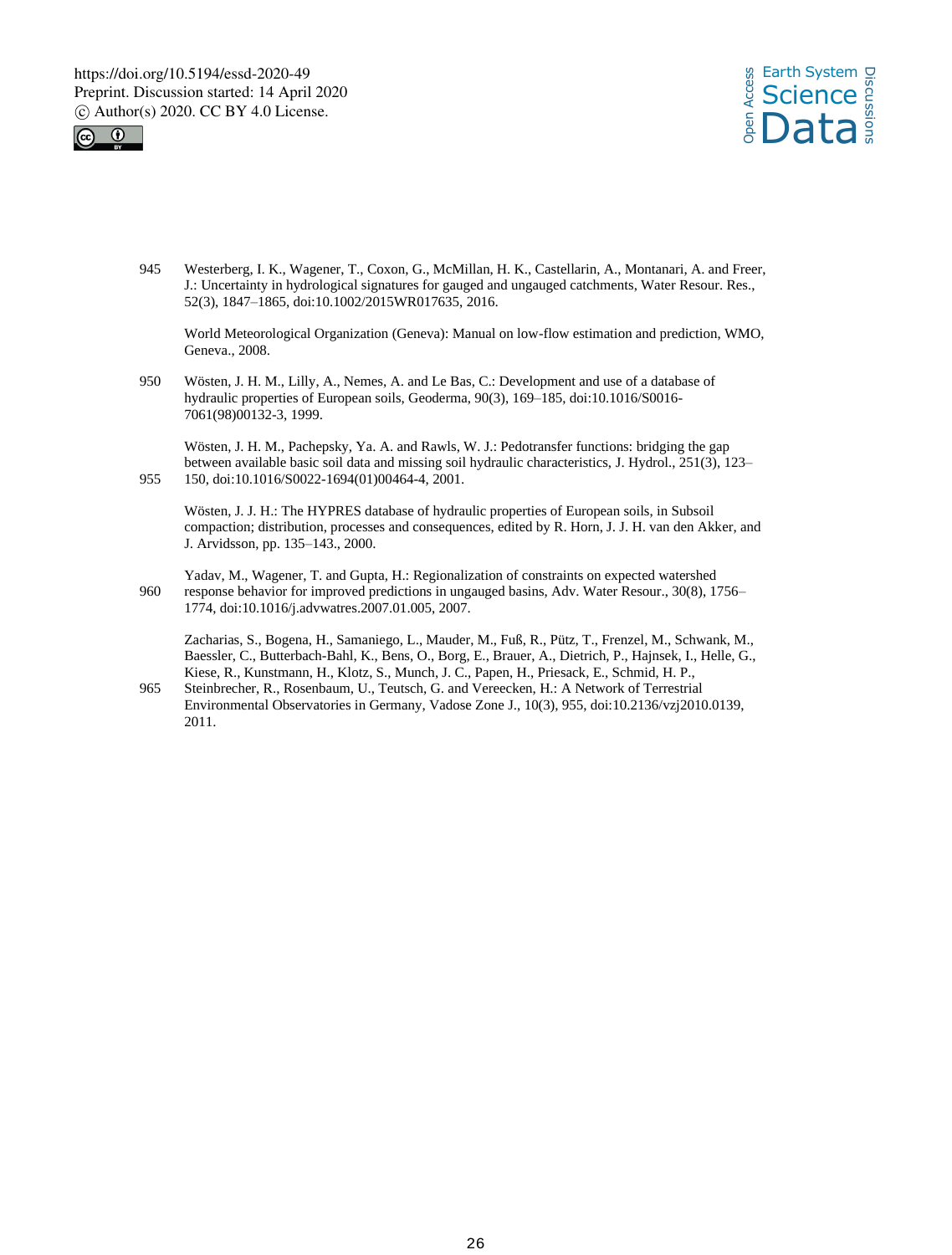Westerberg, I. K., Wagener, T., Coxon, G., McMillan, H. K., Castellarin, A., Montanari, A. and Freer, J.: Uncertainty in hydrological signatures for gauged and ungauged catchments, Water Resour. Res., 52(3), 1847–1865, doi:10.1002/2015WR017635, 2016.

World Meteorological Organization (Geneva): Manual on low-flow estimation and prediction, WMO, Geneva., 2008.

Wösten, J. H. M., Lilly, A., Nemes, A. and Le Bas, C.: Development and use of a database of hydraulic properties of European soils, Geoderma, 90(3), 169–185, doi:10.1016/S0016-7061(98)00132-3, 1999.

Wösten, J. H. M., Pachepsky, Ya. A. and Rawls, W. J.: Pedotransfer functions: bridging the gap between available basic soil data and missing soil hydraulic characteristics, J. Hydrol., 251(3), 123–150, doi:10.1016/S0022-1694(01)00464-4, 2001.

Wösten, J. J. H.: The HYPRES database of hydraulic properties of European soils, in Subsoil compaction; distribution, processes and consequences, edited by R. Horn, J. J. H. van den Akker, and J. Arvidsson, pp. 135–143., 2000.

Yadav, M., Wagener, T. and Gupta, H.: Regionalization of constraints on expected watershed response behavior for improved predictions in ungauged basins, Adv. Water Resour., 30(8), 1756–1774, doi:10.1016/j.advwatres.2007.01.005, 2007.

Zacharias, S., Bogena, H., Samaniego, L., Mauder, M., Fuß, R., Pütz, T., Frenzel, M., Schwank, M., Baessler, C., Butterbach-Bahl, K., Bens, O., Borg, E., Brauer, A., Dietrich, P., Hajnsek, I., Helle, G., Kiese, R., Kunstmann, H., Klotz, S., Munch, J. C., Papen, H., Priesack, E., Schmid, H. P., Steinbrecher, R., Rosenbaum, U., Teutsch, G. and Vereecken, H.: A Network of Terrestrial Environmental Observatories in Germany, Vadose Zone J., 10(3), 955, doi:10.2136/vzj2010.0139, 2011.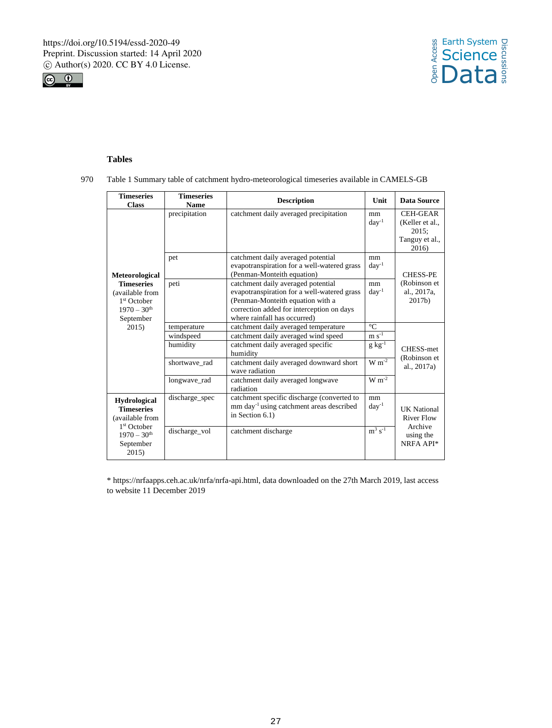## Tables

Table 1 Summary table of catchment hydro-meteorological timeseries available in CAMELS-GB

| Timeseries Class | Timeseries Name | Description | Unit | Data Source |
|---|---|---|---|---|
| Meteorological Timeseries (available from 1st October 1970 – 30th September 2015) | precipitation | catchment daily averaged precipitation | mm $day^{-1}$ | CEH-GEAR (Keller et al., 2015; Tanguy et al., 2016) |
| | pet | catchment daily averaged potential evapotranspiration for a well-watered grass (Penman-Monteith equation) | mm $day^{-1}$ | CHESS-PE (Robinson et al., 2017a, 2017b) |
| | peti | catchment daily averaged potential evapotranspiration for a well-watered grass (Penman-Monteith equation with a correction added for interception on days where rainfall has occurred) | mm $day^{-1}$ | |
| | temperature | catchment daily averaged temperature | °C | CHESS-met (Robinson et al., 2017a) |
| | windspeed | catchment daily averaged wind speed | m $s^{-1}$ | |
| | humidity | catchment daily averaged specific humidity | g $kg^{-1}$ | |
| | shortwave_rad | catchment daily averaged downward short wave radiation | W $m^{-2}$ | |
| | longwave_rad | catchment daily averaged longwave radiation | W $m^{-2}$ | |
| Hydrological Timeseries (available from 1st October 1970 – 30th September 2015) | discharge_spec | catchment specific discharge (converted to mm $day^{-1}$ using catchment areas described in Section 6.1) | mm $day^{-1}$ | UK National River Flow Archive using the NRFA API* |
| | discharge_vol | catchment discharge | $m^3$ $s^{-1}$ | |

* https://nrfaapps.ceh.ac.uk/nrfa/nrfa-api.html, data downloaded on the 27th March 2019, last access to website 11 December 2019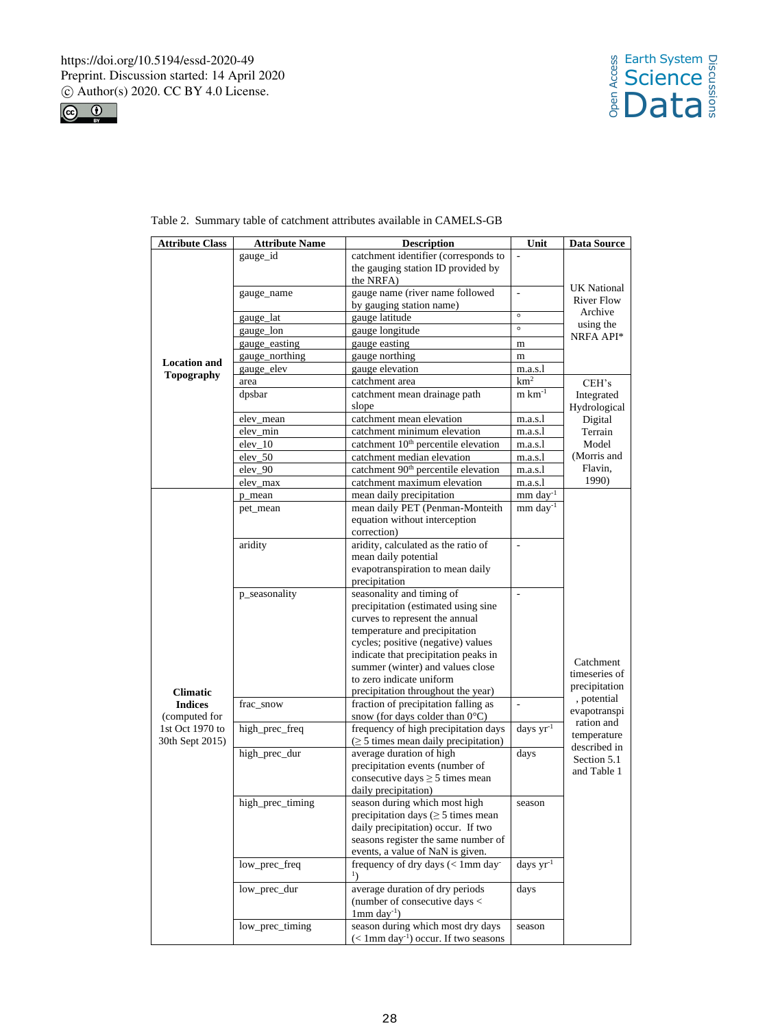Table 2. Summary table of catchment attributes available in CAMELS-GB

| Attribute Class | Attribute Name | Description | Unit | Data Source |
|---|---|---|---|---|
| Location and Topography | gauge_id | catchment identifier (corresponds to the gauging station ID provided by the NRFA) | - | UK National River Flow Archive using the NRFA API* |
| | gauge_name | gauge name (river name followed by gauging station name) | - | |
| | gauge_lat | gauge latitude | ° | |
| | gauge_lon | gauge longitude | ° | |
| | gauge_easting | gauge easting | m | |
| | gauge_northing | gauge northing | m | |
| | gauge_elev | gauge elevation | m.a.s.l | |
| | area | catchment area | $km^2$ | CEH's Integrated Hydrological Digital Terrain Model (Morris and Flavin, 1990) |
| | dpsbar | catchment mean drainage path slope | m $km^{-1}$ | |
| | elev_mean | catchment mean elevation | m.a.s.l | |
| | elev_min | catchment minimum elevation | m.a.s.l | |
| | elev_10 | catchment 10th percentile elevation | m.a.s.l | |
| | elev_50 | catchment median elevation | m.a.s.l | |
| | elev_90 | catchment 90th percentile elevation | m.a.s.l | |
| | elev_max | catchment maximum elevation | m.a.s.l | |
| **Climatic Indices** (computed for 1st Oct 1970 to 30th Sept 2015) | p_mean | mean daily precipitation | mm $day^{-1}$ | Catchment timeseries of precipitation, potential evapotranspiration and temperature described in Section 5.1 and Table 1 |
| | pet_mean | mean daily PET (Penman-Monteith equation without interception correction) | mm $day^{-1}$ | |
| | aridity | aridity, calculated as the ratio of mean daily potential evapotranspiration to mean daily precipitation | - | |
| | p_seasonality | seasonality and timing of precipitation (estimated using sine curves to represent the annual temperature and precipitation cycles; positive (negative) values indicate that precipitation peaks in summer (winter) and values close to zero indicate uniform precipitation throughout the year) | - | |
| | frac_snow | fraction of precipitation falling as snow (for days colder than 0°C) | - | |
| | high_prec_freq | frequency of high precipitation days (≥ 5 times mean daily precipitation) | days $yr^{-1}$ | |
| | high_prec_dur | average duration of high precipitation events (number of consecutive days ≥ 5 times mean daily precipitation) | days | |
| | high_prec_timing | season during which most high precipitation days (≥ 5 times mean daily precipitation) occur. If two seasons register the same number of events, a value of NaN is given. | season | |
| | low_prec_freq | frequency of dry days (< 1mm $day^{-1}$) | days $yr^{-1}$ | |
| | low_prec_dur | average duration of dry periods (number of consecutive days < 1mm $day^{-1}$) | days | |
| | low_prec_timing | season during which most dry days (< 1mm $day^{-1}$) occur. If two seasons | season | |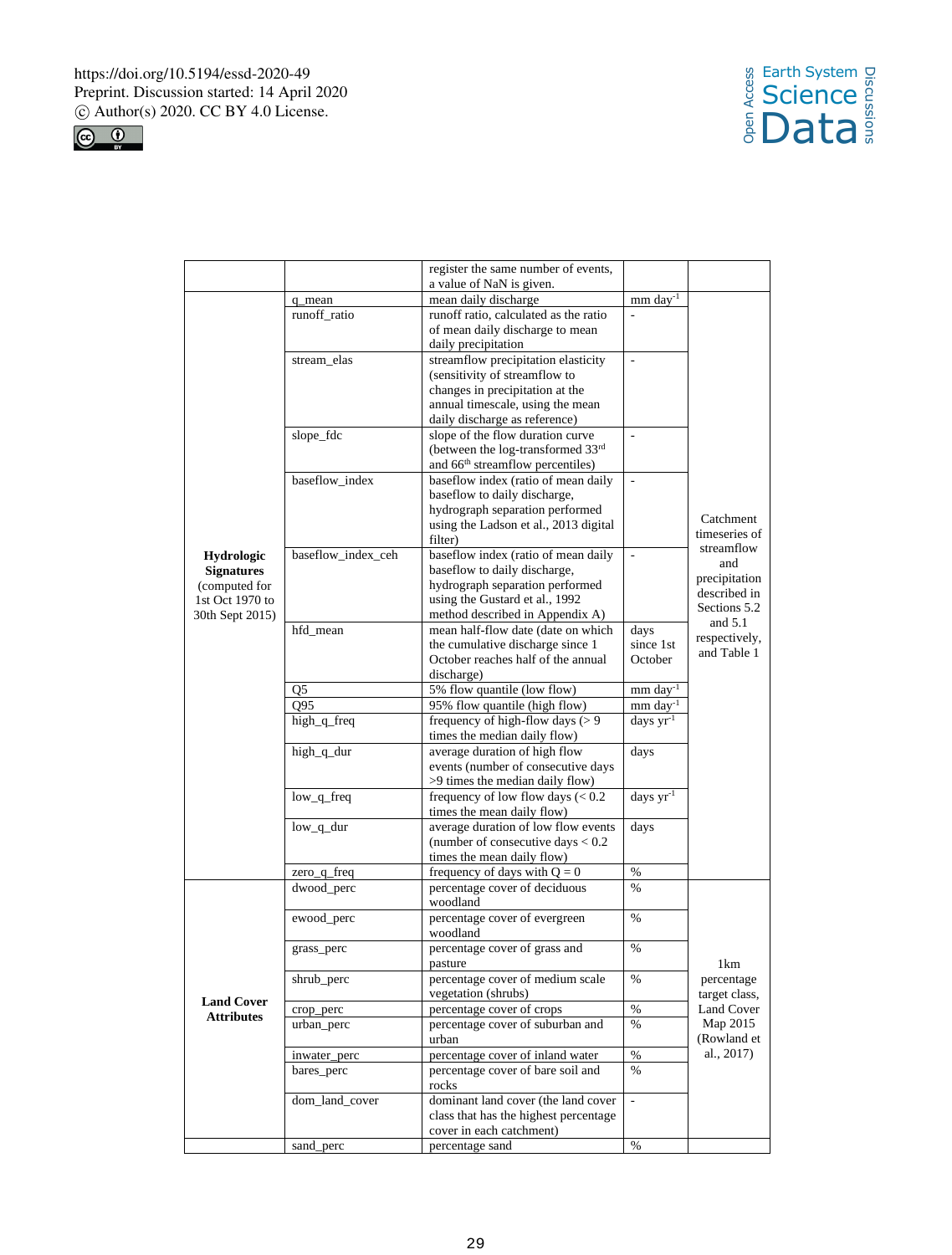| | | | | |
|---|---|---|---|---|
| | | register the same number of events, a value of NaN is given. | | |
| **Hydrologic Signatures** (computed for 1st Oct 1970 to 30th Sept 2015) | q_mean | mean daily discharge | mm day$^{-1}$ | Catchment timeseries of streamflow and precipitation described in Sections 5.2 and 5.1 respectively, and Table 1 |
| | runoff_ratio | runoff ratio, calculated as the ratio of mean daily discharge to mean daily precipitation | - | |
| | stream_elas | streamflow precipitation elasticity (sensitivity of streamflow to changes in precipitation at the annual timescale, using the mean daily discharge as reference) | - | |
| | slope_fdc | slope of the flow duration curve (between the log-transformed 33$^{rd}$ and 66$^{th}$ streamflow percentiles) | - | |
| | baseflow_index | baseflow index (ratio of mean daily baseflow to daily discharge, hydrograph separation performed using the Ladson et al., 2013 digital filter) | - | |
| | baseflow_index_ceh | baseflow index (ratio of mean daily baseflow to daily discharge, hydrograph separation performed using the Gustard et al., 1992 method described in Appendix A) | - | |
| | hfd_mean | mean half-flow date (date on which the cumulative discharge since 1 October reaches half of the annual discharge) | days since 1st October | |
| | Q5 | 5% flow quantile (low flow) | mm day$^{-1}$ | |
| | Q95 | 95% flow quantile (high flow) | mm day$^{-1}$ | |
| | high_q_freq | frequency of high-flow days (> 9 times the median daily flow) | days yr$^{-1}$ | |
| | high_q_dur | average duration of high flow events (number of consecutive days >9 times the median daily flow) | days | |
| | low_q_freq | frequency of low flow days (< 0.2 times the mean daily flow) | days yr$^{-1}$ | |
| | low_q_dur | average duration of low flow events (number of consecutive days < 0.2 times the mean daily flow) | days | |
| | zero_q_freq | frequency of days with Q = 0 | % | |
| **Land Cover Attributes** | dwood_perc | percentage cover of deciduous woodland | % | 1km percentage target class, Land Cover Map 2015 (Rowland et al., 2017) |
| | ewood_perc | percentage cover of evergreen woodland | % | |
| | grass_perc | percentage cover of grass and pasture | % | |
| | shrub_perc | percentage cover of medium scale vegetation (shrubs) | % | |
| | crop_perc | percentage cover of crops | % | |
| | urban_perc | percentage cover of suburban and urban | % | |
| | inwater_perc | percentage cover of inland water | % | |
| | bares_perc | percentage cover of bare soil and rocks | % | |
| | dom_land_cover | dominant land cover (the land cover class that has the highest percentage cover in each catchment) | - | |
| | sand_perc | percentage sand | % | |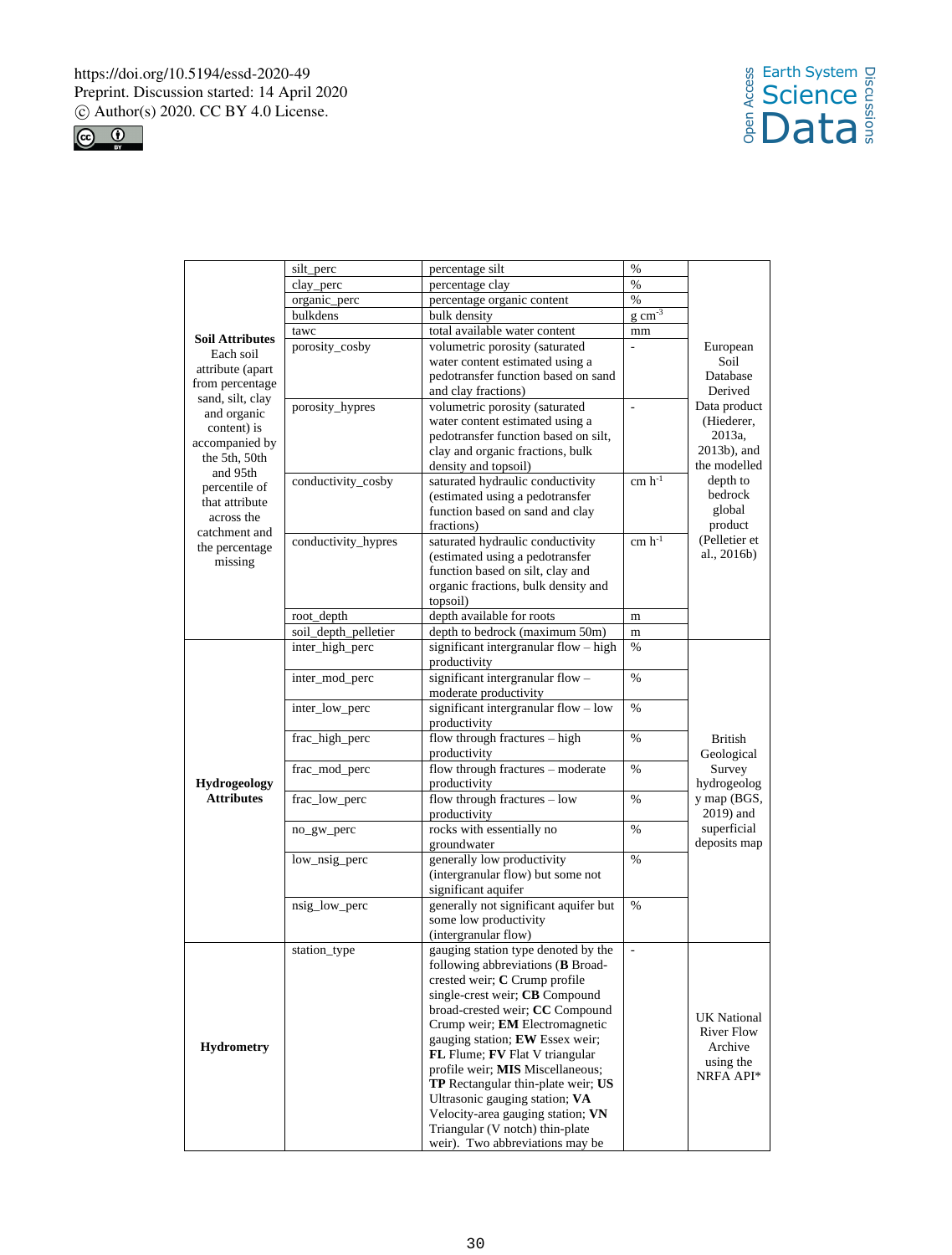| | | | | |
|---|---|---|---|---|
| **Soil Attributes** Each soil attribute (apart from percentage sand, silt, clay and organic content) is accompanied by the 5th, 50th and 95th percentile of that attribute across the catchment and the percentage missing | silt_perc | percentage silt | % | European Soil Database Derived Data product (Hiederer, 2013a, 2013b), and the modelled depth to bedrock global product (Pelletier et al., 2016b) |
| | clay_perc | percentage clay | % | |
| | organic_perc | percentage organic content | % | |
| | bulkdens | bulk density | g $cm^{-3}$ | |
| | tawc | total available water content | mm | |
| | porosity_cosby | volumetric porosity (saturated water content estimated using a pedotransfer function based on sand and clay fractions) | - | |
| | porosity_hypres | volumetric porosity (saturated water content estimated using a pedotransfer function based on silt, clay and organic fractions, bulk density and topsoil) | - | |
| | conductivity_cosby | saturated hydraulic conductivity (estimated using a pedotransfer function based on sand and clay fractions) | cm $h^{-1}$ | |
| | conductivity_hypres | saturated hydraulic conductivity (estimated using a pedotransfer function based on silt, clay and organic fractions, bulk density and topsoil) | cm $h^{-1}$ | |
| | root_depth | depth available for roots | m | |
| | soil_depth_pelletier | depth to bedrock (maximum 50m) | m | |
| **Hydrogeology Attributes** | inter_high_perc | significant intergranular flow – high productivity | % | British Geological Survey hydrogeology map (BGS, 2019) and superficial deposits map |
| | inter_mod_perc | significant intergranular flow – moderate productivity | % | |
| | inter_low_perc | significant intergranular flow – low productivity | % | |
| | frac_high_perc | flow through fractures – high productivity | % | |
| | frac_mod_perc | flow through fractures – moderate productivity | % | |
| | frac_low_perc | flow through fractures – low productivity | % | |
| | no_gw_perc | rocks with essentially no groundwater | % | |
| | low_nsig_perc | generally low productivity (intergranular flow) but some not significant aquifer | % | |
| | nsig_low_perc | generally not significant aquifer but some low productivity (intergranular flow) | % | |
| **Hydrometry** | station_type | gauging station type denoted by the following abbreviations (**B** Broad-crested weir; **C** Crump profile single-crest weir; **CB** Compound broad-crested weir; **CC** Compound Crump weir; **EM** Electromagnetic gauging station; **EW** Essex weir; **FL** Flume; **FV** Flat V triangular profile weir; **MIS** Miscellaneous; **TP** Rectangular thin-plate weir; **US** Ultrasonic gauging station; **VA** Velocity-area gauging station; **VN** Triangular (V notch) thin-plate weir). Two abbreviations may be | - | UK National River Flow Archive using the NRFA API* |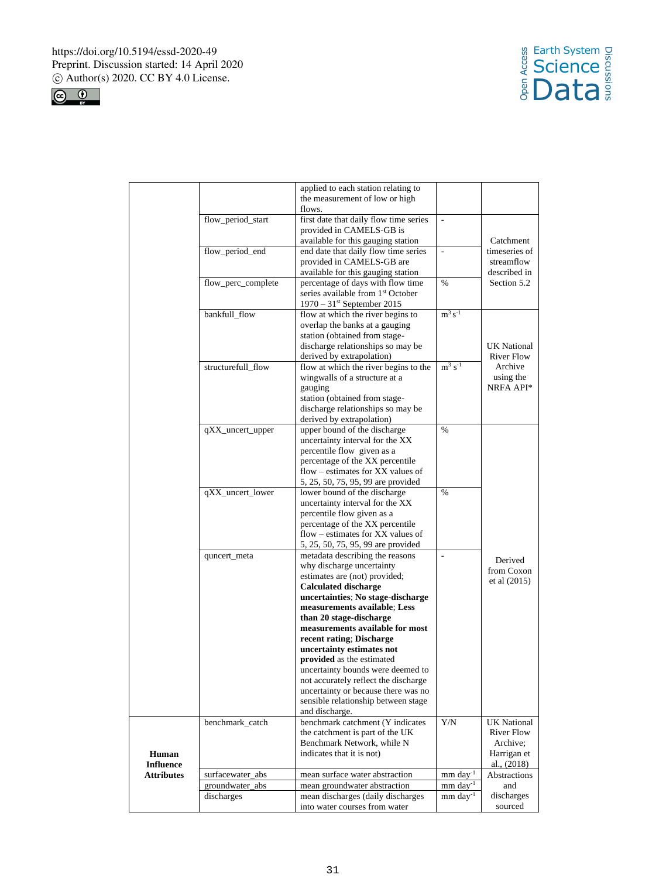| | | | | |
|---|---|---|---|---|
| | | applied to each station relating to the measurement of low or high flows. | | |
| | flow_period_start | first date that daily flow time series provided in CAMELS-GB is available for this gauging station | - | Catchment timeseries of streamflow described in Section 5.2 |
| | flow_period_end | end date that daily flow time series provided in CAMELS-GB are available for this gauging station | - | |
| | flow_perc_complete | percentage of days with flow time series available from 1st October 1970 – 31st September 2015 | % | |
| | bankfull_flow | flow at which the river begins to overlap the banks at a gauging station (obtained from stage-discharge relationships so may be derived by extrapolation) | $m^3 s^{-1}$ | UK National River Flow Archive using the NRFA API* |
| | structurefull_flow | flow at which the river begins to the wingwalls of a structure at a gauging station (obtained from stage-discharge relationships so may be derived by extrapolation) | $m^3 s^{-1}$ | |
| | qXX_uncert_upper | upper bound of the discharge uncertainty interval for the XX percentile flow given as a percentage of the XX percentile flow – estimates for XX values of 5, 25, 50, 75, 95, 99 are provided | % | Derived from Coxon et al (2015) |
| | qXX_uncert_lower | lower bound of the discharge uncertainty interval for the XX percentile flow given as a percentage of the XX percentile flow – estimates for XX values of 5, 25, 50, 75, 95, 99 are provided | % | |
| | quncert_meta | metadata describing the reasons why discharge uncertainty estimates are (not) provided; **Calculated discharge uncertainties**; **No stage-discharge measurements available**; **Less than 20 stage-discharge measurements available for most recent rating**; **Discharge uncertainty estimates not provided** as the estimated uncertainty bounds were deemed to not accurately reflect the discharge uncertainty or because there was no sensible relationship between stage and discharge. | - | |
| **Human Influence Attributes** | benchmark_catch | benchmark catchment (Y indicates the catchment is part of the UK Benchmark Network, while N indicates that it is not) | Y/N | UK National River Flow Archive; Harrigan et al., (2018) |
| | surfacewater_abs | mean surface water abstraction | mm $day^{-1}$ | Abstractions and discharges sourced |
| | groundwater_abs | mean groundwater abstraction | mm $day^{-1}$ | |
| | discharges | mean discharges (daily discharges into water courses from water | mm $day^{-1}$ | |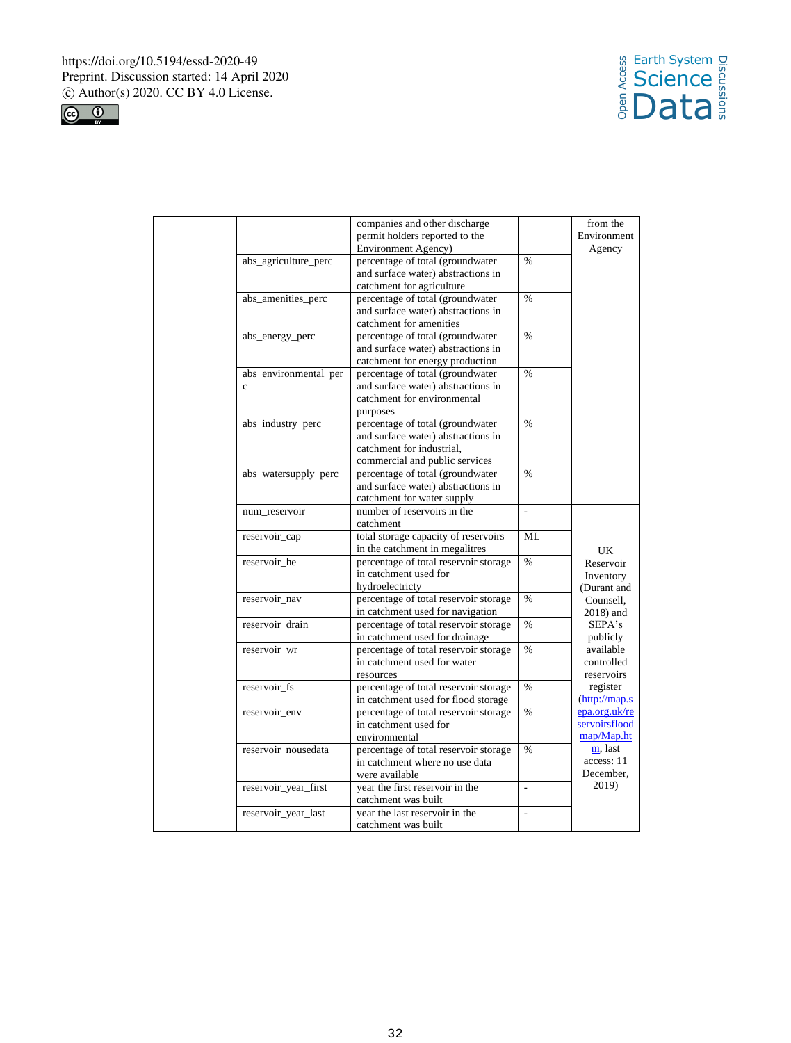| | | companies and other discharge permit holders reported to the Environment Agency) | | from the Environment Agency |
|---|---|---|---|---|
| | abs_agriculture_perc | percentage of total (groundwater and surface water) abstractions in catchment for agriculture | % | |
| | abs_amenities_perc | percentage of total (groundwater and surface water) abstractions in catchment for amenities | % | |
| | abs_energy_perc | percentage of total (groundwater and surface water) abstractions in catchment for energy production | % | |
| | abs_environmental_perc | percentage of total (groundwater and surface water) abstractions in catchment for environmental purposes | % | |
| | abs_industry_perc | percentage of total (groundwater and surface water) abstractions in catchment for industrial, commercial and public services | % | |
| | abs_watersupply_perc | percentage of total (groundwater and surface water) abstractions in catchment for water supply | % | |
| | num_reservoir | number of reservoirs in the catchment | - | UK Reservoir Inventory (Durant and Counsell, 2018) and SEPA's publicly available controlled reservoirs register (http://map.sepa.org.uk/reservoirsfloodmap/Map.htm, last access: 11 December, 2019) |
| | reservoir_cap | total storage capacity of reservoirs in the catchment in megalitres | ML | |
| | reservoir_he | percentage of total reservoir storage in catchment used for hydroelectricty | % | |
| | reservoir_nav | percentage of total reservoir storage in catchment used for navigation | % | |
| | reservoir_drain | percentage of total reservoir storage in catchment used for drainage | % | |
| | reservoir_wr | percentage of total reservoir storage in catchment used for water resources | % | |
| | reservoir_fs | percentage of total reservoir storage in catchment used for flood storage | % | |
| | reservoir_env | percentage of total reservoir storage in catchment used for environmental | % | |
| | reservoir_nousedata | percentage of total reservoir storage in catchment where no use data were available | % | |
| | reservoir_year_first | year the first reservoir in the catchment was built | - | |
| | reservoir_year_last | year the last reservoir in the catchment was built | - | |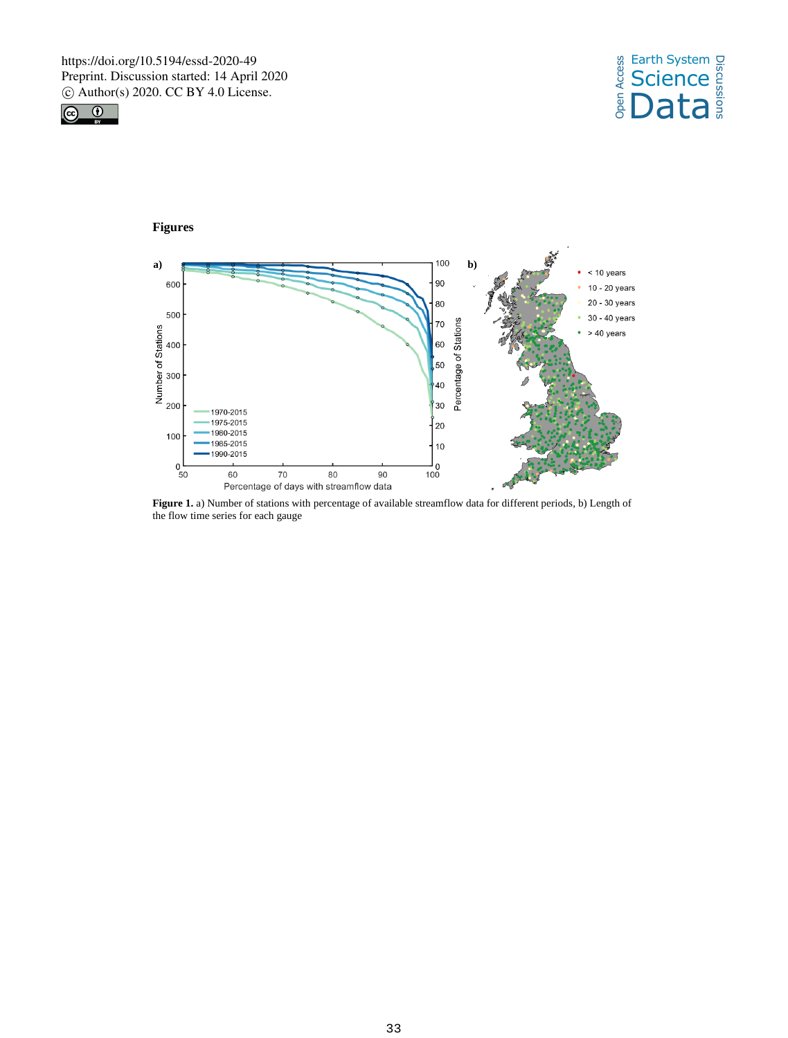**Figures**

**Figure 1.** a) Number of stations with percentage of available streamflow data for different periods, b) Length of the flow time series for each gauge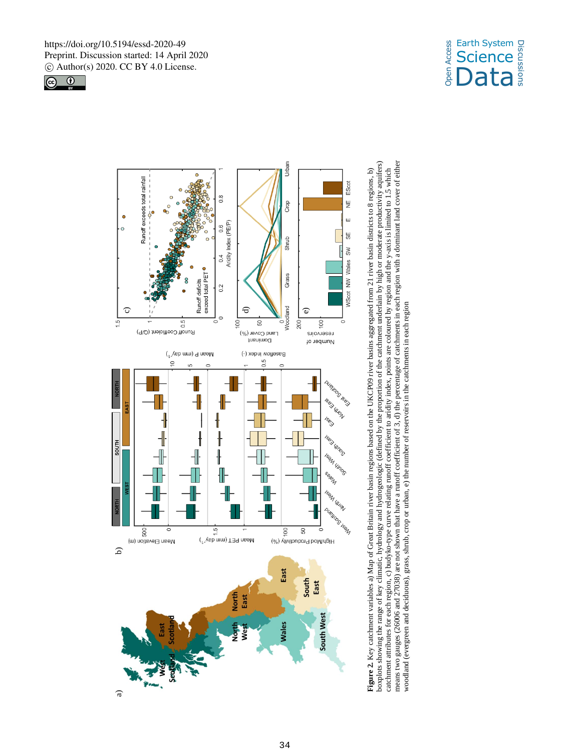a)

West Scotland

East Scotland

North West

North East

Wales

East

South East

South West

b)

NORTH SOUTH NORTH

WEST EAST

Mean Elevation (m)

500

0

Mean P (mm day$^{-1}$)

10

5

0

Mean PET (mm day$^{-1}$)

1.5

1

Baseflow Index (-)

1

0.5

0

High/Mod Productivity (%)

100

50

0

West Scotland

North West

Wales

South West

South East

East

North East

East Scotland

c)

Runoff Coefficient (Q/P)

1.5

1

0.5

0

Runoff exceeds total rainfall

Runoff deficits exceed total PET

0

0.2

0.4

0.6

0.8

1

Aridity Index (PE/P)

d)

Dominant Land Cover (%)

100

50

0

Woodland

Grass

Shrub

Crop

Urban

e)

Number of reservoirs

200

100

0

WScot

NW

Wales

SW

SE

E

NE

EScot

**Figure 2.** Key catchment variables a) Map of Great Britain river basin regions based on the UKCP09 river basin districts aggregated from 21 river basin districts to 8 regions, b) boxplots showing the range of key climatic, hydrology and hydrogeologic (defined by the proportion of the catchment underlain by high or moderate productivity aquifers) catchment attributes for each region, c) budyko-type curve relating runoff coefficient to aridity index, points are coloured by region and the y-axis is limited to 1.5 which means two gauges (26006 and 27038) are not shown that have a runoff coefficient of 3, d) the percentage of catchments in each region with a dominant land cover of either woodland (evergreen and deciduous), grass, shrub, crop or urban, e) the number of reservoirs in the catchments in each region